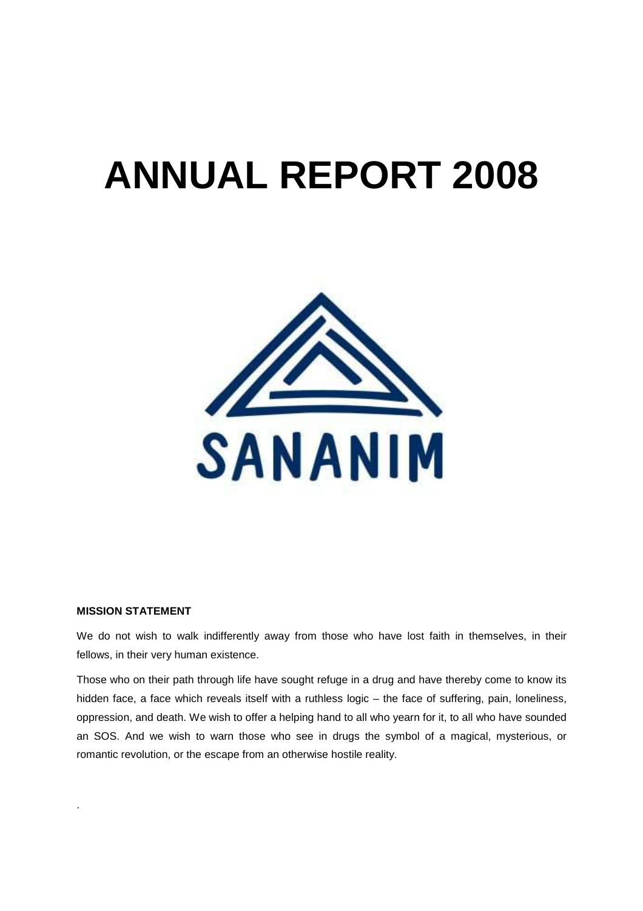# ANNUAL REPORT 2008

SANANIM

**MISSION STATEMENT**

We do not wish to walk indifferently away from those who have lost faith in themselves, in their fellows, in their very human existence.

Those who on their path through life have sought refuge in a drug and have thereby come to know its hidden face, a face which reveals itself with a ruthless logic – the face of suffering, pain, loneliness, oppression, and death. We wish to offer a helping hand to all who yearn for it, to all who have sounded an SOS. And we wish to warn those who see in drugs the symbol of a magical, mysterious, or romantic revolution, or the escape from an otherwise hostile reality.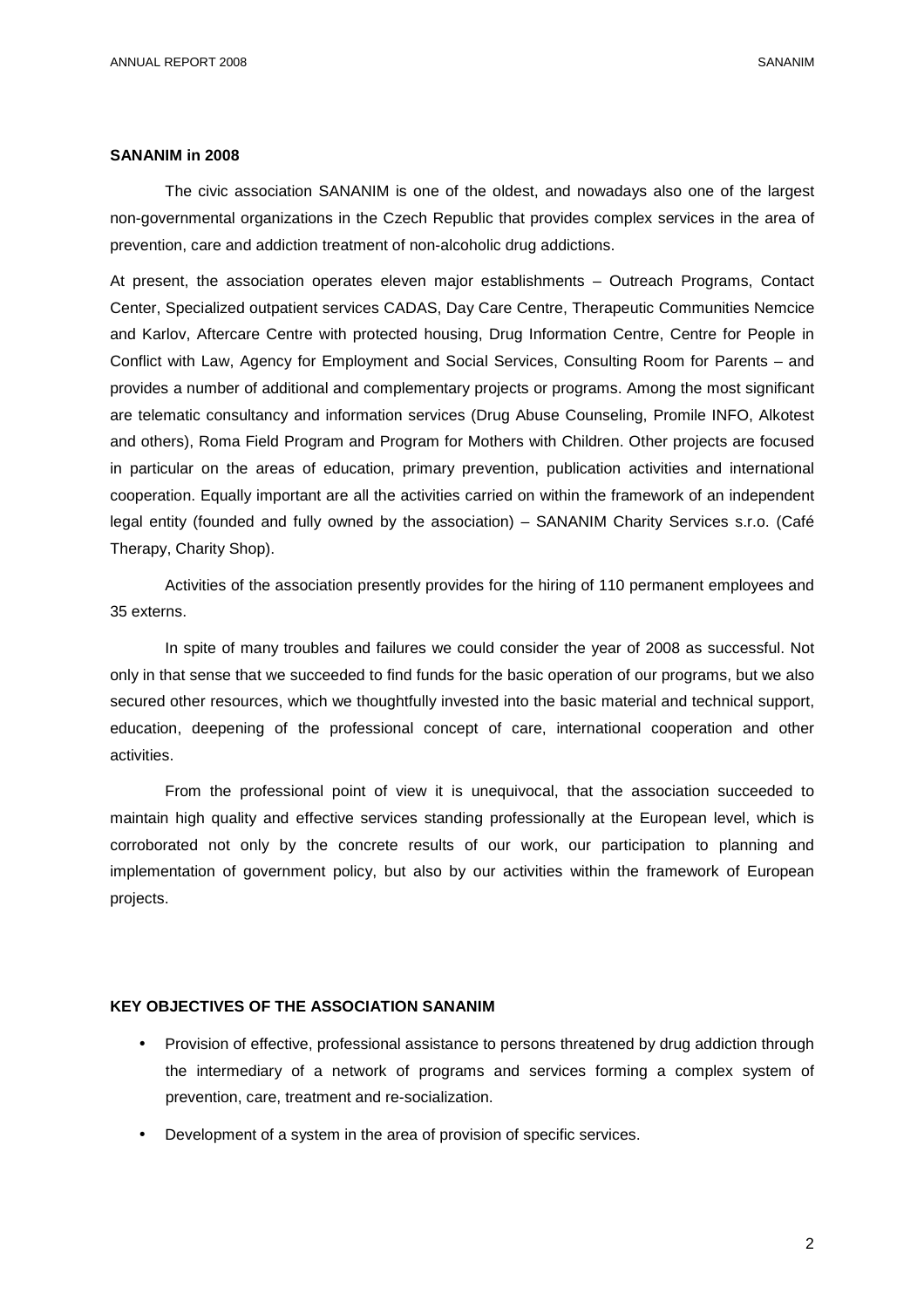## SANANIM in 2008

The civic association SANANIM is one of the oldest, and nowadays also one of the largest non-governmental organizations in the Czech Republic that provides complex services in the area of prevention, care and addiction treatment of non-alcoholic drug addictions.

At present, the association operates eleven major establishments – Outreach Programs, Contact Center, Specialized outpatient services CADAS, Day Care Centre, Therapeutic Communities Nemcice and Karlov, Aftercare Centre with protected housing, Drug Information Centre, Centre for People in Conflict with Law, Agency for Employment and Social Services, Consulting Room for Parents – and provides a number of additional and complementary projects or programs. Among the most significant are telematic consultancy and information services (Drug Abuse Counseling, Promile INFO, Alkotest and others), Roma Field Program and Program for Mothers with Children. Other projects are focused in particular on the areas of education, primary prevention, publication activities and international cooperation. Equally important are all the activities carried on within the framework of an independent legal entity (founded and fully owned by the association) – SANANIM Charity Services s.r.o. (Café Therapy, Charity Shop).

Activities of the association presently provides for the hiring of 110 permanent employees and 35 externs.

In spite of many troubles and failures we could consider the year of 2008 as successful. Not only in that sense that we succeeded to find funds for the basic operation of our programs, but we also secured other resources, which we thoughtfully invested into the basic material and technical support, education, deepening of the professional concept of care, international cooperation and other activities.

From the professional point of view it is unequivocal, that the association succeeded to maintain high quality and effective services standing professionally at the European level, which is corroborated not only by the concrete results of our work, our participation to planning and implementation of government policy, but also by our activities within the framework of European projects.

## KEY OBJECTIVES OF THE ASSOCIATION SANANIM

- Provision of effective, professional assistance to persons threatened by drug addiction through the intermediary of a network of programs and services forming a complex system of prevention, care, treatment and re-socialization.
- Development of a system in the area of provision of specific services.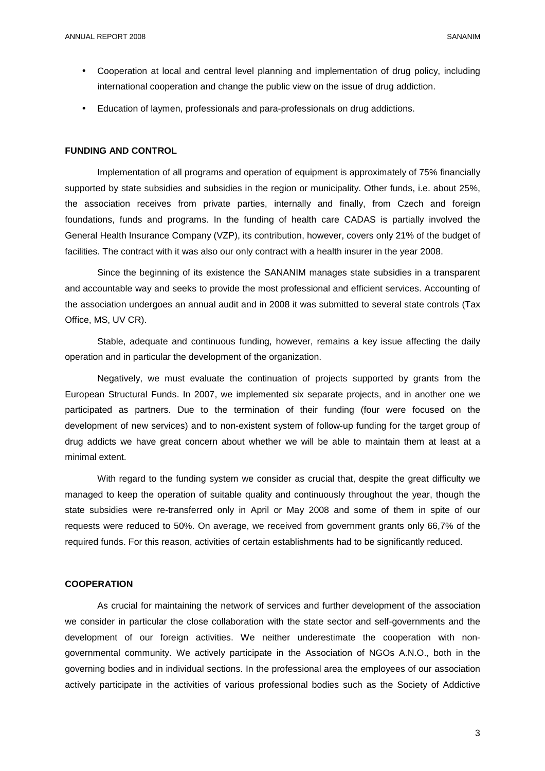- Cooperation at local and central level planning and implementation of drug policy, including international cooperation and change the public view on the issue of drug addiction.
- Education of laymen, professionals and para-professionals on drug addictions.

## FUNDING AND CONTROL

Implementation of all programs and operation of equipment is approximately of 75% financially supported by state subsidies and subsidies in the region or municipality. Other funds, i.e. about 25%, the association receives from private parties, internally and finally, from Czech and foreign foundations, funds and programs. In the funding of health care CADAS is partially involved the General Health Insurance Company (VZP), its contribution, however, covers only 21% of the budget of facilities. The contract with it was also our only contract with a health insurer in the year 2008.

Since the beginning of its existence the SANANIM manages state subsidies in a transparent and accountable way and seeks to provide the most professional and efficient services. Accounting of the association undergoes an annual audit and in 2008 it was submitted to several state controls (Tax Office, MS, UV CR).

Stable, adequate and continuous funding, however, remains a key issue affecting the daily operation and in particular the development of the organization.

Negatively, we must evaluate the continuation of projects supported by grants from the European Structural Funds. In 2007, we implemented six separate projects, and in another one we participated as partners. Due to the termination of their funding (four were focused on the development of new services) and to non-existent system of follow-up funding for the target group of drug addicts we have great concern about whether we will be able to maintain them at least at a minimal extent.

With regard to the funding system we consider as crucial that, despite the great difficulty we managed to keep the operation of suitable quality and continuously throughout the year, though the state subsidies were re-transferred only in April or May 2008 and some of them in spite of our requests were reduced to 50%. On average, we received from government grants only 66,7% of the required funds. For this reason, activities of certain establishments had to be significantly reduced.

## COOPERATION

As crucial for maintaining the network of services and further development of the association we consider in particular the close collaboration with the state sector and self-governments and the development of our foreign activities. We neither underestimate the cooperation with non-governmental community. We actively participate in the Association of NGOs A.N.O., both in the governing bodies and in individual sections. In the professional area the employees of our association actively participate in the activities of various professional bodies such as the Society of Addictive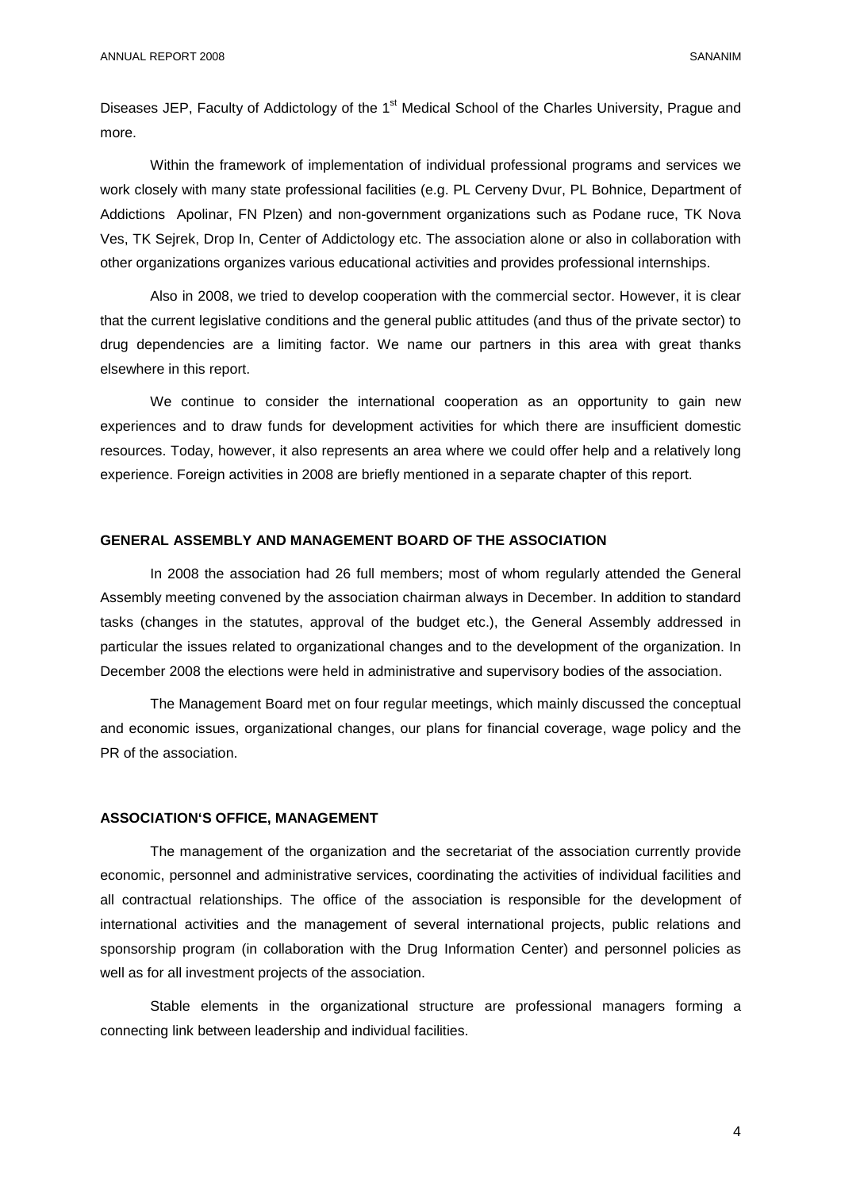Diseases JEP, Faculty of Addictology of the 1st Medical School of the Charles University, Prague and more.

Within the framework of implementation of individual professional programs and services we work closely with many state professional facilities (e.g. PL Cerveny Dvur, PL Bohnice, Department of Addictions Apolinar, FN Plzen) and non-government organizations such as Podane ruce, TK Nova Ves, TK Sejrek, Drop In, Center of Addictology etc. The association alone or also in collaboration with other organizations organizes various educational activities and provides professional internships.

Also in 2008, we tried to develop cooperation with the commercial sector. However, it is clear that the current legislative conditions and the general public attitudes (and thus of the private sector) to drug dependencies are a limiting factor. We name our partners in this area with great thanks elsewhere in this report.

We continue to consider the international cooperation as an opportunity to gain new experiences and to draw funds for development activities for which there are insufficient domestic resources. Today, however, it also represents an area where we could offer help and a relatively long experience. Foreign activities in 2008 are briefly mentioned in a separate chapter of this report.

## GENERAL ASSEMBLY AND MANAGEMENT BOARD OF THE ASSOCIATION

In 2008 the association had 26 full members; most of whom regularly attended the General Assembly meeting convened by the association chairman always in December. In addition to standard tasks (changes in the statutes, approval of the budget etc.), the General Assembly addressed in particular the issues related to organizational changes and to the development of the organization. In December 2008 the elections were held in administrative and supervisory bodies of the association.

The Management Board met on four regular meetings, which mainly discussed the conceptual and economic issues, organizational changes, our plans for financial coverage, wage policy and the PR of the association.

## ASSOCIATION'S OFFICE, MANAGEMENT

The management of the organization and the secretariat of the association currently provide economic, personnel and administrative services, coordinating the activities of individual facilities and all contractual relationships. The office of the association is responsible for the development of international activities and the management of several international projects, public relations and sponsorship program (in collaboration with the Drug Information Center) and personnel policies as well as for all investment projects of the association.

Stable elements in the organizational structure are professional managers forming a connecting link between leadership and individual facilities.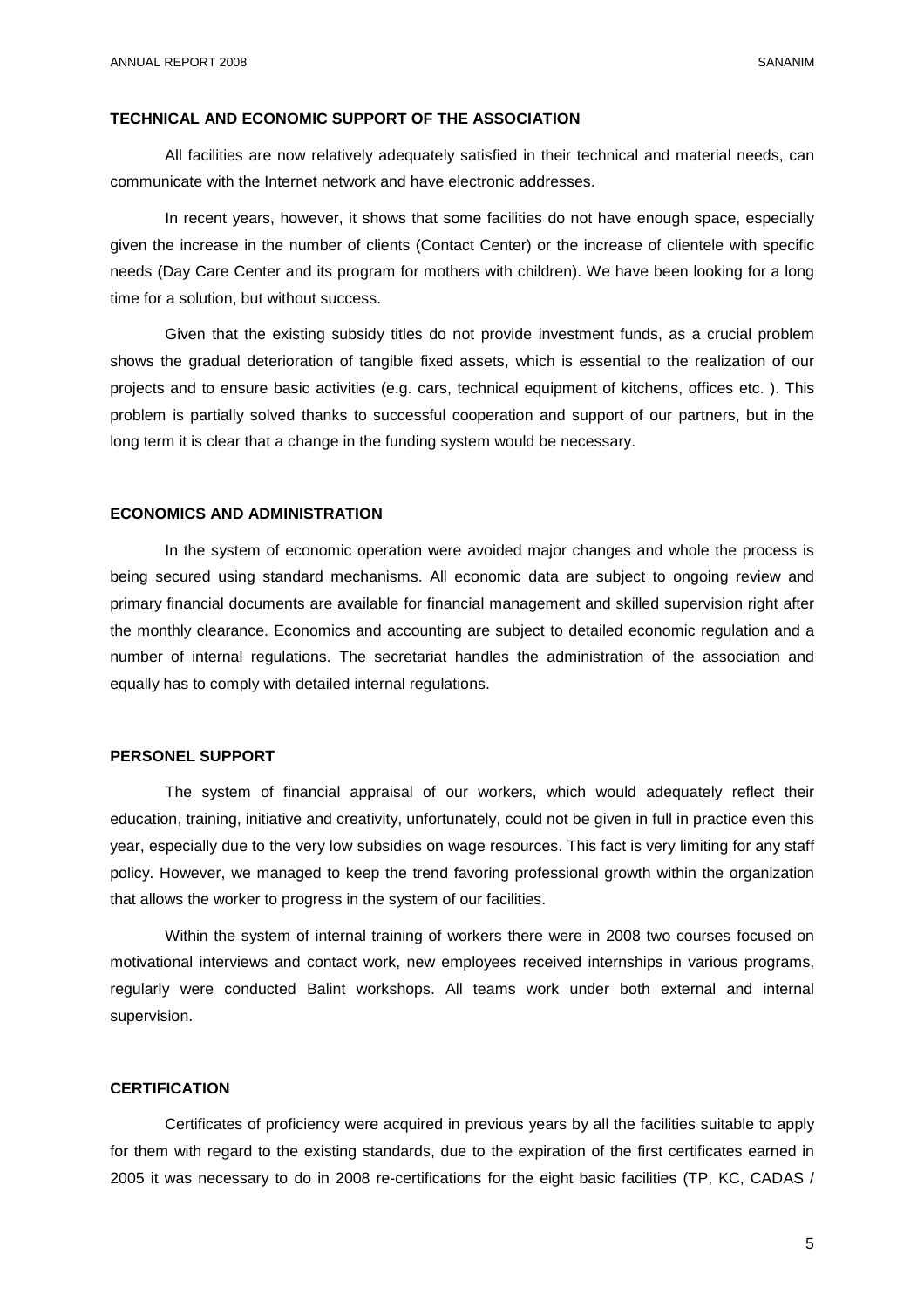## TECHNICAL AND ECONOMIC SUPPORT OF THE ASSOCIATION

All facilities are now relatively adequately satisfied in their technical and material needs, can communicate with the Internet network and have electronic addresses.

In recent years, however, it shows that some facilities do not have enough space, especially given the increase in the number of clients (Contact Center) or the increase of clientele with specific needs (Day Care Center and its program for mothers with children). We have been looking for a long time for a solution, but without success.

Given that the existing subsidy titles do not provide investment funds, as a crucial problem shows the gradual deterioration of tangible fixed assets, which is essential to the realization of our projects and to ensure basic activities (e.g. cars, technical equipment of kitchens, offices etc. ). This problem is partially solved thanks to successful cooperation and support of our partners, but in the long term it is clear that a change in the funding system would be necessary.

## ECONOMICS AND ADMINISTRATION

In the system of economic operation were avoided major changes and whole the process is being secured using standard mechanisms. All economic data are subject to ongoing review and primary financial documents are available for financial management and skilled supervision right after the monthly clearance. Economics and accounting are subject to detailed economic regulation and a number of internal regulations. The secretariat handles the administration of the association and equally has to comply with detailed internal regulations.

## PERSONEL SUPPORT

The system of financial appraisal of our workers, which would adequately reflect their education, training, initiative and creativity, unfortunately, could not be given in full in practice even this year, especially due to the very low subsidies on wage resources. This fact is very limiting for any staff policy. However, we managed to keep the trend favoring professional growth within the organization that allows the worker to progress in the system of our facilities.

Within the system of internal training of workers there were in 2008 two courses focused on motivational interviews and contact work, new employees received internships in various programs, regularly were conducted Balint workshops. All teams work under both external and internal supervision.

## CERTIFICATION

Certificates of proficiency were acquired in previous years by all the facilities suitable to apply for them with regard to the existing standards, due to the expiration of the first certificates earned in 2005 it was necessary to do in 2008 re-certifications for the eight basic facilities (TP, KC, CADAS /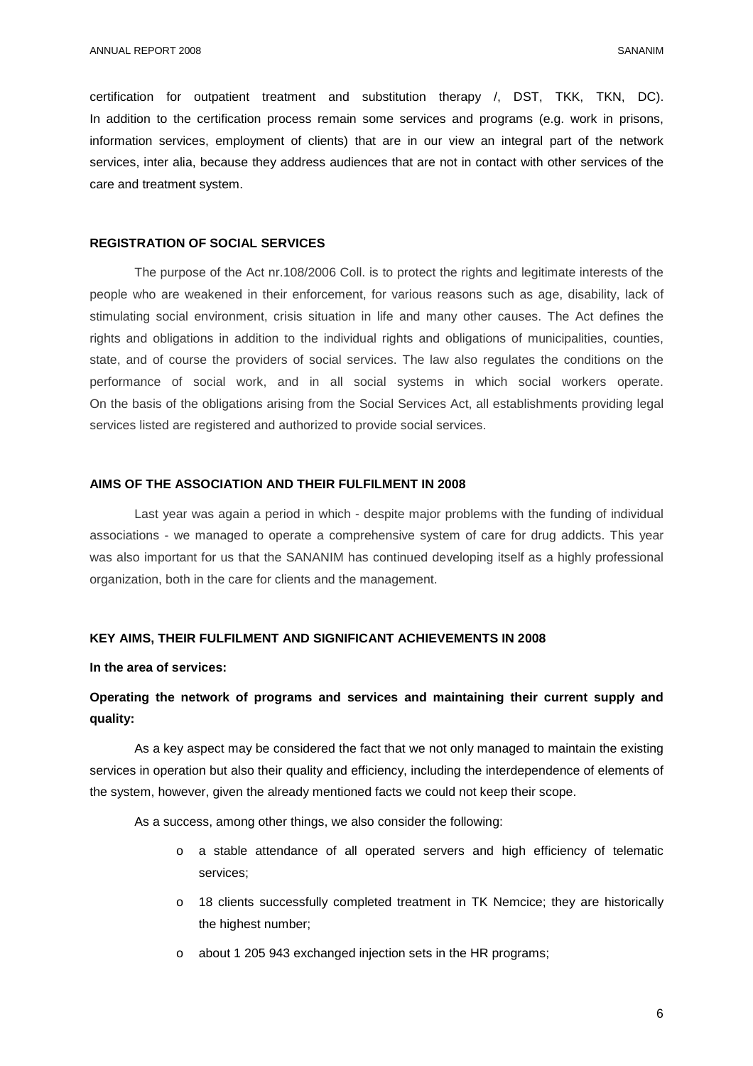certification for outpatient treatment and substitution therapy /, DST, TKK, TKN, DC). In addition to the certification process remain some services and programs (e.g. work in prisons, information services, employment of clients) that are in our view an integral part of the network services, inter alia, because they address audiences that are not in contact with other services of the care and treatment system.

## REGISTRATION OF SOCIAL SERVICES

The purpose of the Act nr.108/2006 Coll. is to protect the rights and legitimate interests of the people who are weakened in their enforcement, for various reasons such as age, disability, lack of stimulating social environment, crisis situation in life and many other causes. The Act defines the rights and obligations in addition to the individual rights and obligations of municipalities, counties, state, and of course the providers of social services. The law also regulates the conditions on the performance of social work, and in all social systems in which social workers operate. On the basis of the obligations arising from the Social Services Act, all establishments providing legal services listed are registered and authorized to provide social services.

## AIMS OF THE ASSOCIATION AND THEIR FULFILMENT IN 2008

Last year was again a period in which - despite major problems with the funding of individual associations - we managed to operate a comprehensive system of care for drug addicts. This year was also important for us that the SANANIM has continued developing itself as a highly professional organization, both in the care for clients and the management.

## KEY AIMS, THEIR FULFILMENT AND SIGNIFICANT ACHIEVEMENTS IN 2008

**In the area of services:**

**Operating the network of programs and services and maintaining their current supply and quality:**

As a key aspect may be considered the fact that we not only managed to maintain the existing services in operation but also their quality and efficiency, including the interdependence of elements of the system, however, given the already mentioned facts we could not keep their scope.

As a success, among other things, we also consider the following:

- a stable attendance of all operated servers and high efficiency of telematic services;
- 18 clients successfully completed treatment in TK Nemcice; they are historically the highest number;
- about 1 205 943 exchanged injection sets in the HR programs;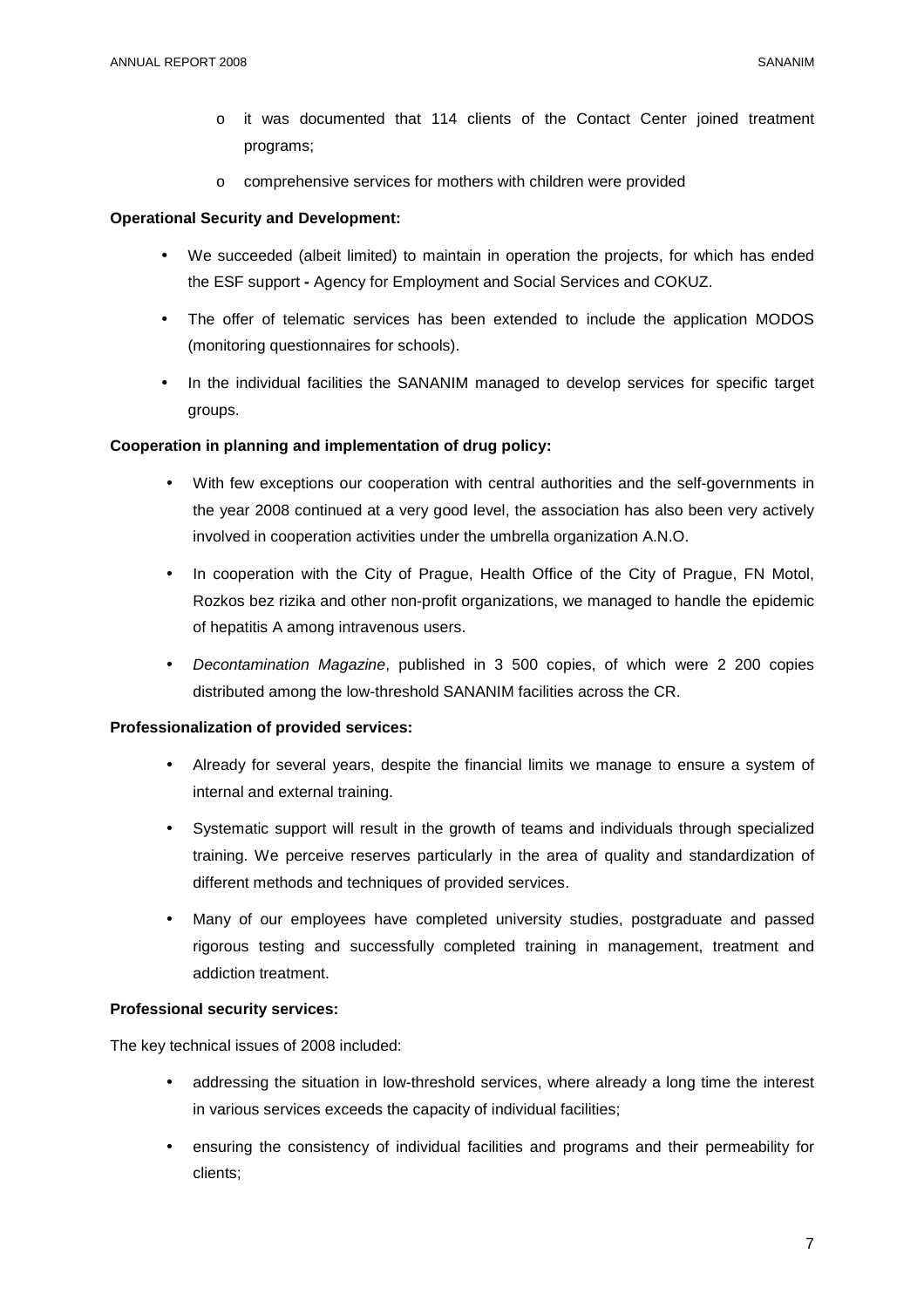- it was documented that 114 clients of the Contact Center joined treatment programs;
  - comprehensive services for mothers with children were provided

**Operational Security and Development:**

- We succeeded (albeit limited) to maintain in operation the projects, for which has ended the ESF support **-** Agency for Employment and Social Services and COKUZ.
- The offer of telematic services has been extended to include the application MODOS (monitoring questionnaires for schools).
- In the individual facilities the SANANIM managed to develop services for specific target groups.

**Cooperation in planning and implementation of drug policy:**

- With few exceptions our cooperation with central authorities and the self-governments in the year 2008 continued at a very good level, the association has also been very actively involved in cooperation activities under the umbrella organization A.N.O.
- In cooperation with the City of Prague, Health Office of the City of Prague, FN Motol, Rozkos bez rizika and other non-profit organizations, we managed to handle the epidemic of hepatitis A among intravenous users.
- *Decontamination Magazine*, published in 3 500 copies, of which were 2 200 copies distributed among the low-threshold SANANIM facilities across the CR.

**Professionalization of provided services:**

- Already for several years, despite the financial limits we manage to ensure a system of internal and external training.
- Systematic support will result in the growth of teams and individuals through specialized training. We perceive reserves particularly in the area of quality and standardization of different methods and techniques of provided services.
- Many of our employees have completed university studies, postgraduate and passed rigorous testing and successfully completed training in management, treatment and addiction treatment.

**Professional security services:**

The key technical issues of 2008 included:

- addressing the situation in low-threshold services, where already a long time the interest in various services exceeds the capacity of individual facilities;
- ensuring the consistency of individual facilities and programs and their permeability for clients;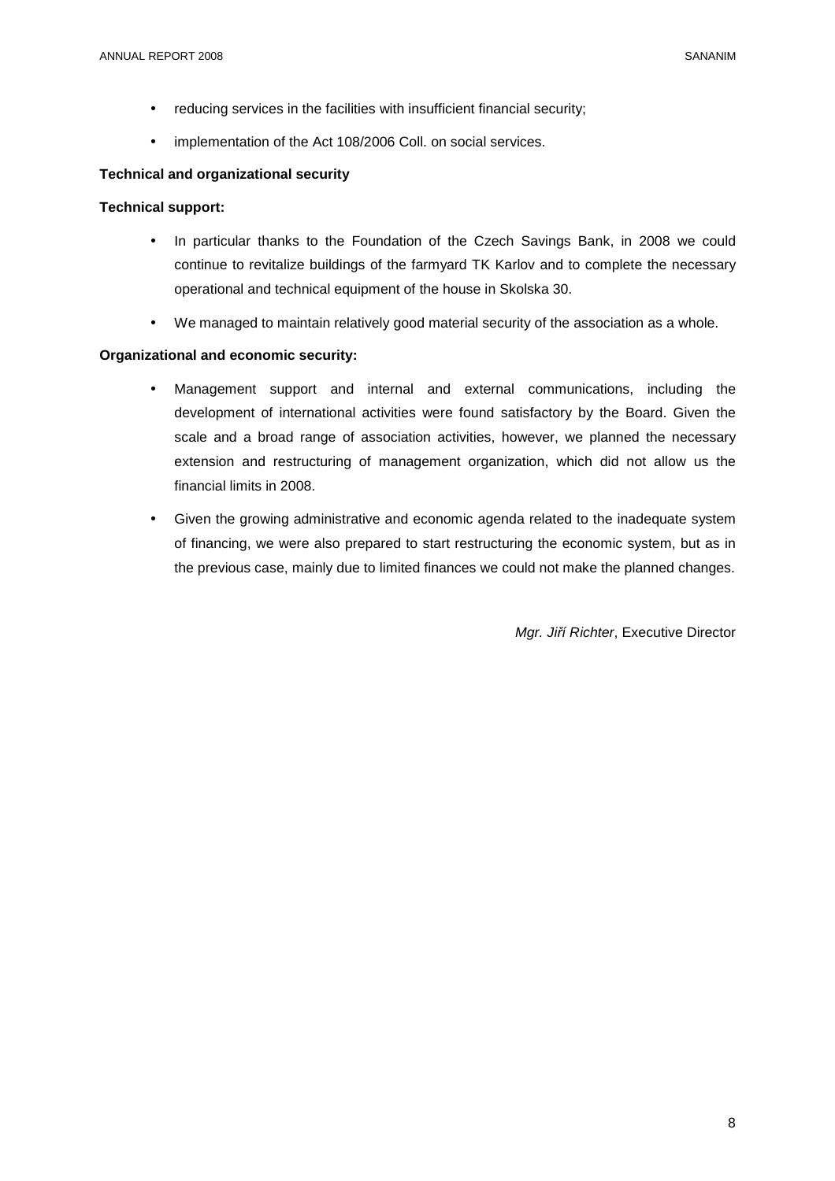- reducing services in the facilities with insufficient financial security;
- implementation of the Act 108/2006 Coll. on social services.

**Technical and organizational security**

**Technical support:**

- In particular thanks to the Foundation of the Czech Savings Bank, in 2008 we could continue to revitalize buildings of the farmyard TK Karlov and to complete the necessary operational and technical equipment of the house in Skolska 30.
- We managed to maintain relatively good material security of the association as a whole.

**Organizational and economic security:**

- Management support and internal and external communications, including the development of international activities were found satisfactory by the Board. Given the scale and a broad range of association activities, however, we planned the necessary extension and restructuring of management organization, which did not allow us the financial limits in 2008.
- Given the growing administrative and economic agenda related to the inadequate system of financing, we were also prepared to start restructuring the economic system, but as in the previous case, mainly due to limited finances we could not make the planned changes.

*Mgr. Jiří Richter*, Executive Director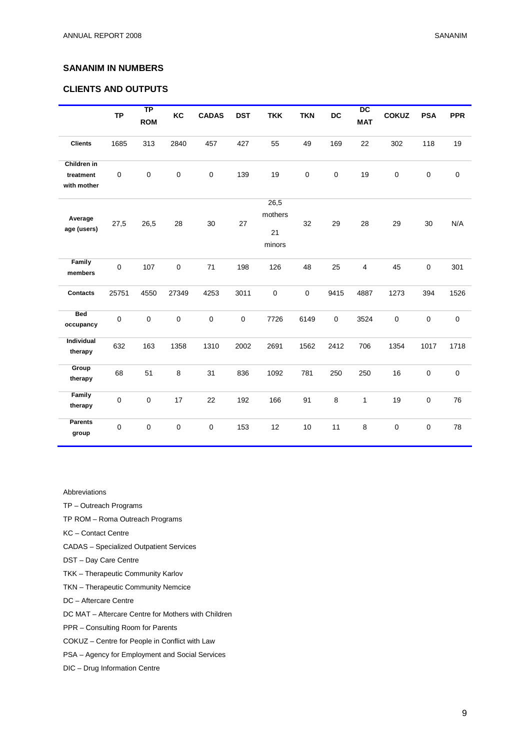## SANANIM IN NUMBERS

### CLIENTS AND OUTPUTS

| | TP | TP ROM | KC | CADAS | DST | TKK | TKN | DC | DC MAT | COKUZ | PSA | PPR |
|---|---|---|---|---|---|---|---|---|---|---|---|---|
| **Clients** | 1685 | 313 | 2840 | 457 | 427 | 55 | 49 | 169 | 22 | 302 | 118 | 19 |
| **Children in treatment with mother** | 0 | 0 | 0 | 0 | 139 | 19 | 0 | 0 | 19 | 0 | 0 | 0 |
| **Average age (users)** | 27,5 | 26,5 | 28 | 30 | 27 | 26,5 mothers 21 minors | 32 | 29 | 28 | 29 | 30 | N/A |
| **Family members** | 0 | 107 | 0 | 71 | 198 | 126 | 48 | 25 | 4 | 45 | 0 | 301 |
| **Contacts** | 25751 | 4550 | 27349 | 4253 | 3011 | 0 | 0 | 9415 | 4887 | 1273 | 394 | 1526 |
| **Bed occupancy** | 0 | 0 | 0 | 0 | 0 | 7726 | 6149 | 0 | 3524 | 0 | 0 | 0 |
| **Individual therapy** | 632 | 163 | 1358 | 1310 | 2002 | 2691 | 1562 | 2412 | 706 | 1354 | 1017 | 1718 |
| **Group therapy** | 68 | 51 | 8 | 31 | 836 | 1092 | 781 | 250 | 250 | 16 | 0 | 0 |
| **Family therapy** | 0 | 0 | 17 | 22 | 192 | 166 | 91 | 8 | 1 | 19 | 0 | 76 |
| **Parents group** | 0 | 0 | 0 | 0 | 153 | 12 | 10 | 11 | 8 | 0 | 0 | 78 |

Abbreviations

TP – Outreach Programs

TP ROM – Roma Outreach Programs

KC – Contact Centre

CADAS – Specialized Outpatient Services

DST – Day Care Centre

TKK – Therapeutic Community Karlov

TKN – Therapeutic Community Nemcice

DC – Aftercare Centre

DC MAT – Aftercare Centre for Mothers with Children

PPR – Consulting Room for Parents

COKUZ – Centre for People in Conflict with Law

PSA – Agency for Employment and Social Services

DIC – Drug Information Centre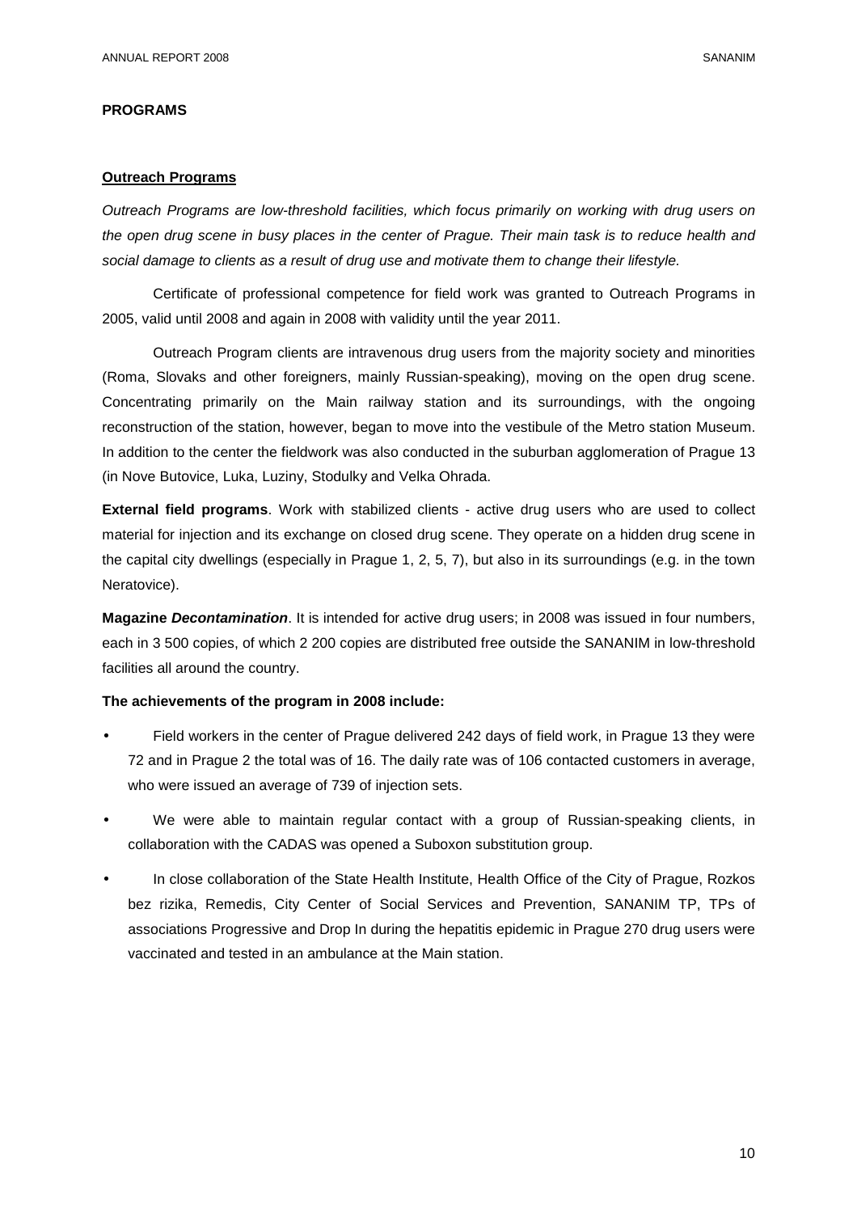## PROGRAMS

### Outreach Programs

*Outreach Programs are low-threshold facilities, which focus primarily on working with drug users on the open drug scene in busy places in the center of Prague. Their main task is to reduce health and social damage to clients as a result of drug use and motivate them to change their lifestyle.*

Certificate of professional competence for field work was granted to Outreach Programs in 2005, valid until 2008 and again in 2008 with validity until the year 2011.

Outreach Program clients are intravenous drug users from the majority society and minorities (Roma, Slovaks and other foreigners, mainly Russian-speaking), moving on the open drug scene. Concentrating primarily on the Main railway station and its surroundings, with the ongoing reconstruction of the station, however, began to move into the vestibule of the Metro station Museum. In addition to the center the fieldwork was also conducted in the suburban agglomeration of Prague 13 (in Nove Butovice, Luka, Luziny, Stodulky and Velka Ohrada.

**External field programs**. Work with stabilized clients - active drug users who are used to collect material for injection and its exchange on closed drug scene. They operate on a hidden drug scene in the capital city dwellings (especially in Prague 1, 2, 5, 7), but also in its surroundings (e.g. in the town Neratovice).

**Magazine *Decontamination***. It is intended for active drug users; in 2008 was issued in four numbers, each in 3 500 copies, of which 2 200 copies are distributed free outside the SANANIM in low-threshold facilities all around the country.

**The achievements of the program in 2008 include:**

- Field workers in the center of Prague delivered 242 days of field work, in Prague 13 they were 72 and in Prague 2 the total was of 16. The daily rate was of 106 contacted customers in average, who were issued an average of 739 of injection sets.
- We were able to maintain regular contact with a group of Russian-speaking clients, in collaboration with the CADAS was opened a Suboxon substitution group.
- In close collaboration of the State Health Institute, Health Office of the City of Prague, Rozkos bez rizika, Remedis, City Center of Social Services and Prevention, SANANIM TP, TPs of associations Progressive and Drop In during the hepatitis epidemic in Prague 270 drug users were vaccinated and tested in an ambulance at the Main station.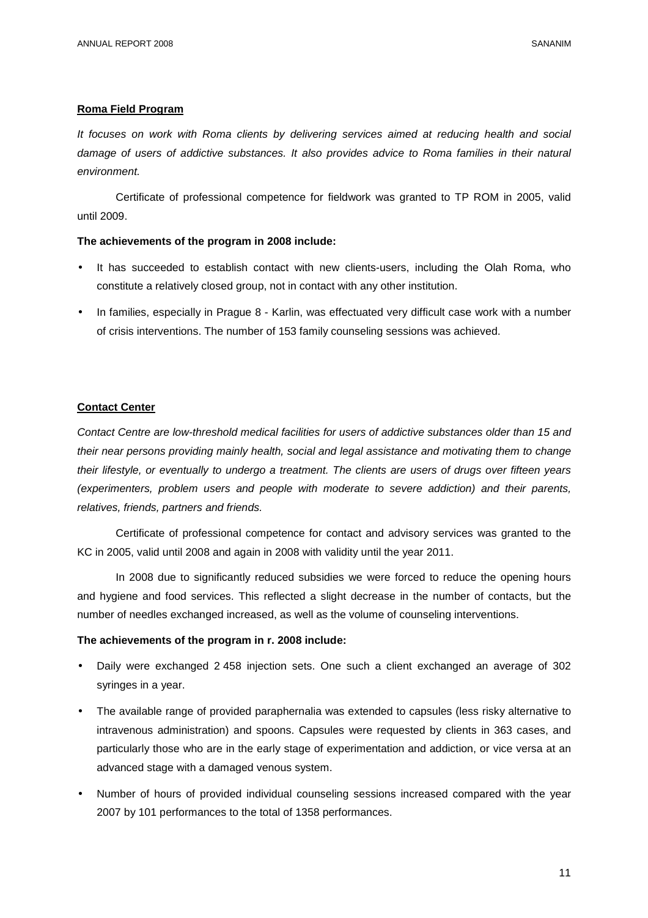**Roma Field Program**

*It focuses on work with Roma clients by delivering services aimed at reducing health and social damage of users of addictive substances. It also provides advice to Roma families in their natural environment.*

Certificate of professional competence for fieldwork was granted to TP ROM in 2005, valid until 2009.

**The achievements of the program in 2008 include:**

- It has succeeded to establish contact with new clients-users, including the Olah Roma, who constitute a relatively closed group, not in contact with any other institution.
- In families, especially in Prague 8 - Karlin, was effectuated very difficult case work with a number of crisis interventions. The number of 153 family counseling sessions was achieved.

**Contact Center**

*Contact Centre are low-threshold medical facilities for users of addictive substances older than 15 and their near persons providing mainly health, social and legal assistance and motivating them to change their lifestyle, or eventually to undergo a treatment. The clients are users of drugs over fifteen years (experimenters, problem users and people with moderate to severe addiction) and their parents, relatives, friends, partners and friends.*

Certificate of professional competence for contact and advisory services was granted to the KC in 2005, valid until 2008 and again in 2008 with validity until the year 2011.

In 2008 due to significantly reduced subsidies we were forced to reduce the opening hours and hygiene and food services. This reflected a slight decrease in the number of contacts, but the number of needles exchanged increased, as well as the volume of counseling interventions.

**The achievements of the program in r. 2008 include:**

- Daily were exchanged 2 458 injection sets. One such a client exchanged an average of 302 syringes in a year.
- The available range of provided paraphernalia was extended to capsules (less risky alternative to intravenous administration) and spoons. Capsules were requested by clients in 363 cases, and particularly those who are in the early stage of experimentation and addiction, or vice versa at an advanced stage with a damaged venous system.
- Number of hours of provided individual counseling sessions increased compared with the year 2007 by 101 performances to the total of 1358 performances.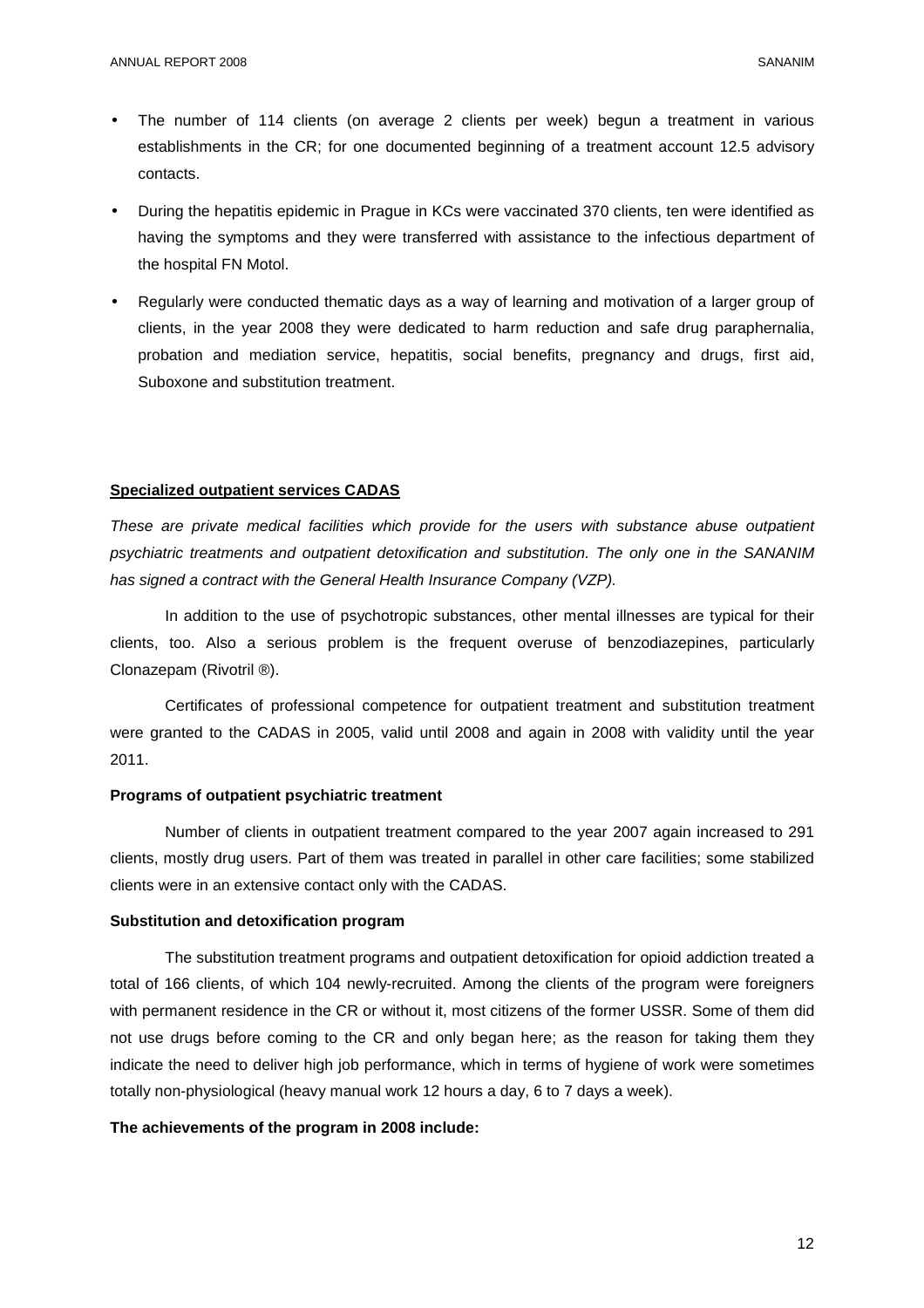- The number of 114 clients (on average 2 clients per week) begun a treatment in various establishments in the CR; for one documented beginning of a treatment account 12.5 advisory contacts.
- During the hepatitis epidemic in Prague in KCs were vaccinated 370 clients, ten were identified as having the symptoms and they were transferred with assistance to the infectious department of the hospital FN Motol.
- Regularly were conducted thematic days as a way of learning and motivation of a larger group of clients, in the year 2008 they were dedicated to harm reduction and safe drug paraphernalia, probation and mediation service, hepatitis, social benefits, pregnancy and drugs, first aid, Suboxone and substitution treatment.

**Specialized outpatient services CADAS**

*These are private medical facilities which provide for the users with substance abuse outpatient psychiatric treatments and outpatient detoxification and substitution. The only one in the SANANIM has signed a contract with the General Health Insurance Company (VZP).*

In addition to the use of psychotropic substances, other mental illnesses are typical for their clients, too. Also a serious problem is the frequent overuse of benzodiazepines, particularly Clonazepam (Rivotril ®).

Certificates of professional competence for outpatient treatment and substitution treatment were granted to the CADAS in 2005, valid until 2008 and again in 2008 with validity until the year 2011.

**Programs of outpatient psychiatric treatment**

Number of clients in outpatient treatment compared to the year 2007 again increased to 291 clients, mostly drug users. Part of them was treated in parallel in other care facilities; some stabilized clients were in an extensive contact only with the CADAS.

**Substitution and detoxification program**

The substitution treatment programs and outpatient detoxification for opioid addiction treated a total of 166 clients, of which 104 newly-recruited. Among the clients of the program were foreigners with permanent residence in the CR or without it, most citizens of the former USSR. Some of them did not use drugs before coming to the CR and only began here; as the reason for taking them they indicate the need to deliver high job performance, which in terms of hygiene of work were sometimes totally non-physiological (heavy manual work 12 hours a day, 6 to 7 days a week).

**The achievements of the program in 2008 include:**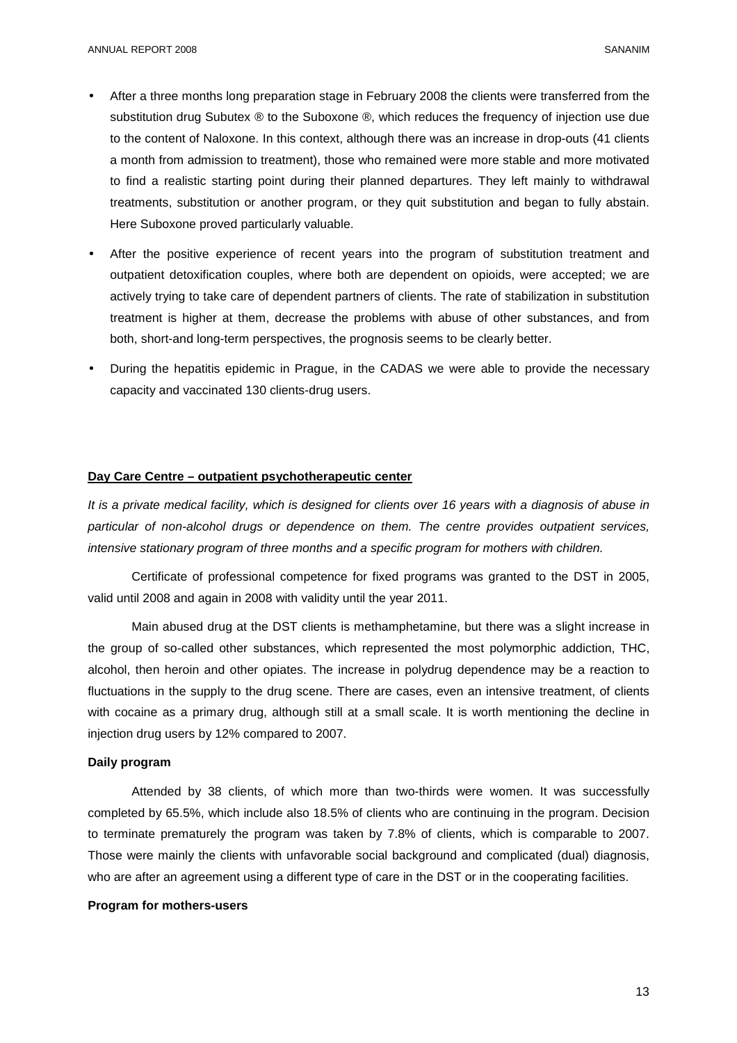- After a three months long preparation stage in February 2008 the clients were transferred from the substitution drug Subtex ® to the Suboxone ®, which reduces the frequency of injection use due to the content of Naloxone. In this context, although there was an increase in drop-outs (41 clients a month from admission to treatment), those who remained were more stable and more motivated to find a realistic starting point during their planned departures. They left mainly to withdrawal treatments, substitution or another program, or they quit substitution and began to fully abstain. Here Suboxone proved particularly valuable.
- After the positive experience of recent years into the program of substitution treatment and outpatient detoxification couples, where both are dependent on opioids, were accepted; we are actively trying to take care of dependent partners of clients. The rate of stabilization in substitution treatment is higher at them, decrease the problems with abuse of other substances, and from both, short-and long-term perspectives, the prognosis seems to be clearly better.
- During the hepatitis epidemic in Prague, in the CADAS we were able to provide the necessary capacity and vaccinated 130 clients-drug users.

**Day Care Centre – outpatient psychotherapeutic center**

*It is a private medical facility, which is designed for clients over 16 years with a diagnosis of abuse in particular of non-alcohol drugs or dependence on them. The centre provides outpatient services, intensive stationary program of three months and a specific program for mothers with children.*

Certificate of professional competence for fixed programs was granted to the DST in 2005, valid until 2008 and again in 2008 with validity until the year 2011.

Main abused drug at the DST clients is methamphetamine, but there was a slight increase in the group of so-called other substances, which represented the most polymorphic addiction, THC, alcohol, then heroin and other opiates. The increase in polydrug dependence may be a reaction to fluctuations in the supply to the drug scene. There are cases, even an intensive treatment, of clients with cocaine as a primary drug, although still at a small scale. It is worth mentioning the decline in injection drug users by 12% compared to 2007.

**Daily program**

Attended by 38 clients, of which more than two-thirds were women. It was successfully completed by 65.5%, which include also 18.5% of clients who are continuing in the program. Decision to terminate prematurely the program was taken by 7.8% of clients, which is comparable to 2007. Those were mainly the clients with unfavorable social background and complicated (dual) diagnosis, who are after an agreement using a different type of care in the DST or in the cooperating facilities.

**Program for mothers-users**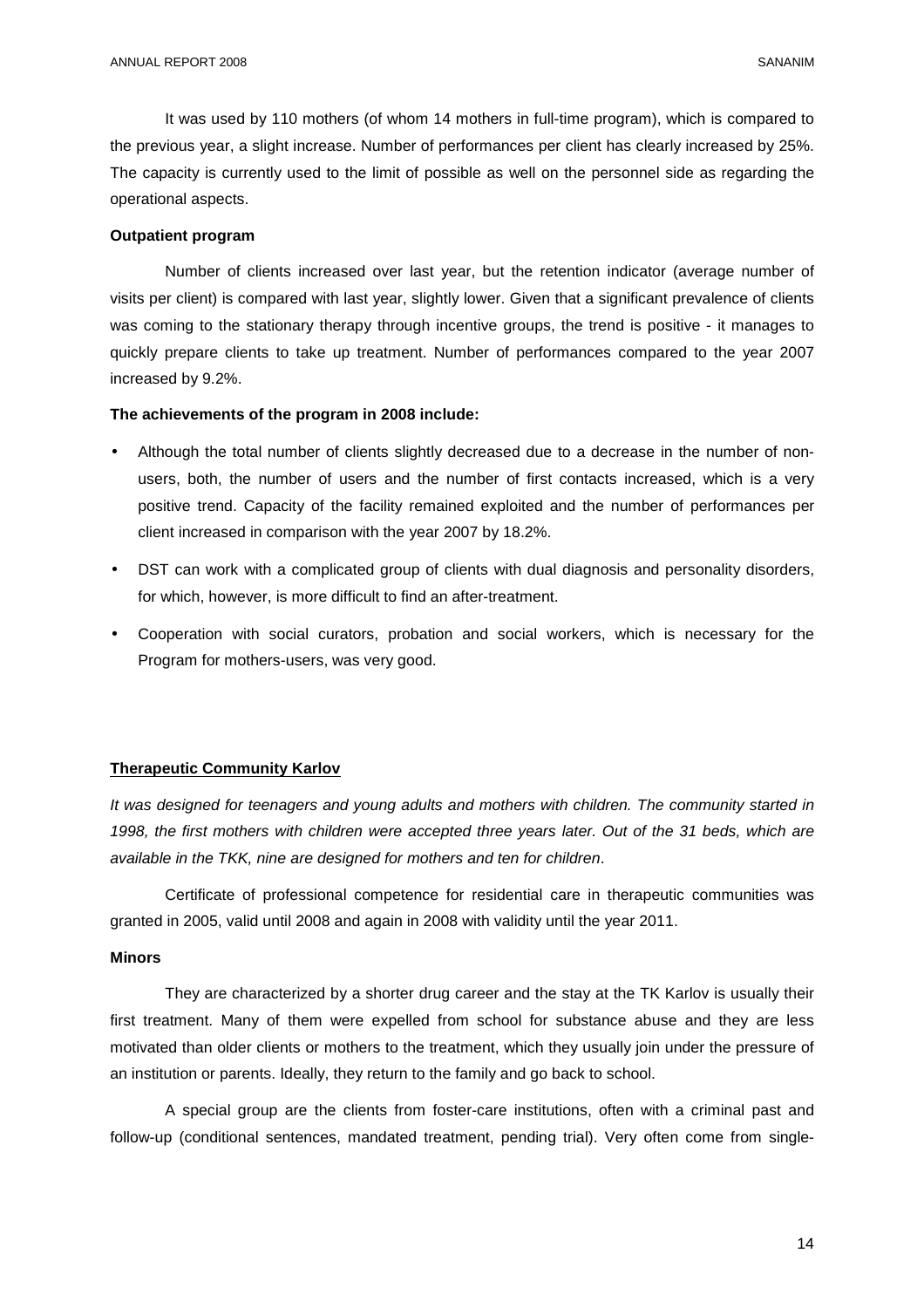It was used by 110 mothers (of whom 14 mothers in full-time program), which is compared to the previous year, a slight increase. Number of performances per client has clearly increased by 25%. The capacity is currently used to the limit of possible as well on the personnel side as regarding the operational aspects.

**Outpatient program**

Number of clients increased over last year, but the retention indicator (average number of visits per client) is compared with last year, slightly lower. Given that a significant prevalence of clients was coming to the stationary therapy through incentive groups, the trend is positive - it manages to quickly prepare clients to take up treatment. Number of performances compared to the year 2007 increased by 9.2%.

**The achievements of the program in 2008 include:**

- Although the total number of clients slightly decreased due to a decrease in the number of non-users, both, the number of users and the number of first contacts increased, which is a very positive trend. Capacity of the facility remained exploited and the number of performances per client increased in comparison with the year 2007 by 18.2%.
- DST can work with a complicated group of clients with dual diagnosis and personality disorders, for which, however, is more difficult to find an after-treatment.
- Cooperation with social curators, probation and social workers, which is necessary for the Program for mothers-users, was very good.

**Therapeutic Community Karlov**

*It was designed for teenagers and young adults and mothers with children. The community started in 1998, the first mothers with children were accepted three years later. Out of the 31 beds, which are available in the TKK, nine are designed for mothers and ten for children*.

Certificate of professional competence for residential care in therapeutic communities was granted in 2005, valid until 2008 and again in 2008 with validity until the year 2011.

**Minors**

They are characterized by a shorter drug career and the stay at the TK Karlov is usually their first treatment. Many of them were expelled from school for substance abuse and they are less motivated than older clients or mothers to the treatment, which they usually join under the pressure of an institution or parents. Ideally, they return to the family and go back to school.

A special group are the clients from foster-care institutions, often with a criminal past and follow-up (conditional sentences, mandated treatment, pending trial). Very often come from single-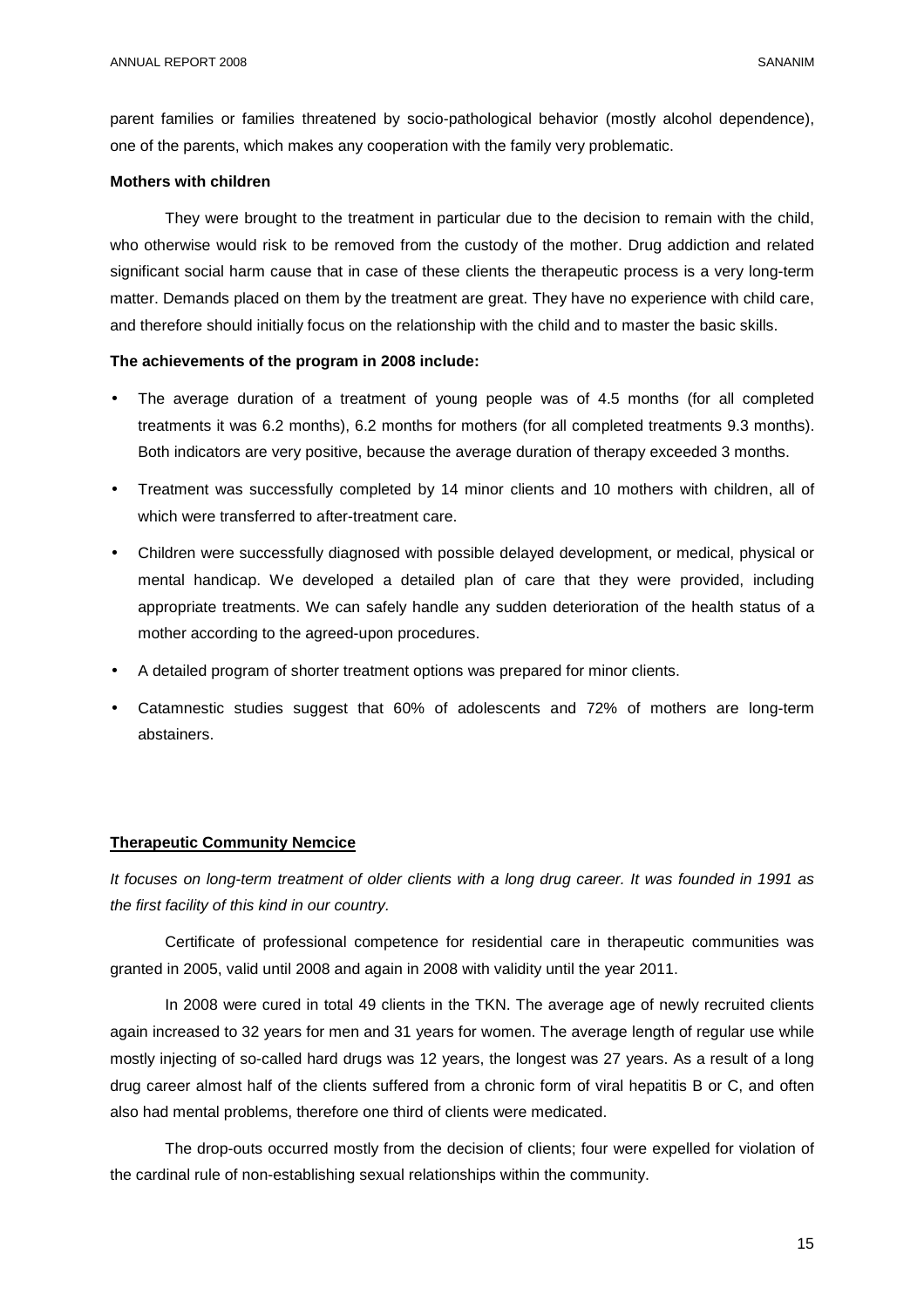parent families or families threatened by socio-pathological behavior (mostly alcohol dependence), one of the parents, which makes any cooperation with the family very problematic.

**Mothers with children**

They were brought to the treatment in particular due to the decision to remain with the child, who otherwise would risk to be removed from the custody of the mother. Drug addiction and related significant social harm cause that in case of these clients the therapeutic process is a very long-term matter. Demands placed on them by the treatment are great. They have no experience with child care, and therefore should initially focus on the relationship with the child and to master the basic skills.

**The achievements of the program in 2008 include:**

- The average duration of a treatment of young people was of 4.5 months (for all completed treatments it was 6.2 months), 6.2 months for mothers (for all completed treatments 9.3 months). Both indicators are very positive, because the average duration of therapy exceeded 3 months.
- Treatment was successfully completed by 14 minor clients and 10 mothers with children, all of which were transferred to after-treatment care.
- Children were successfully diagnosed with possible delayed development, or medical, physical or mental handicap. We developed a detailed plan of care that they were provided, including appropriate treatments. We can safely handle any sudden deterioration of the health status of a mother according to the agreed-upon procedures.
- A detailed program of shorter treatment options was prepared for minor clients.
- Catamnestic studies suggest that 60% of adolescents and 72% of mothers are long-term abstainers.

**Therapeutic Community Nemcice**

*It focuses on long-term treatment of older clients with a long drug career. It was founded in 1991 as the first facility of this kind in our country.*

Certificate of professional competence for residential care in therapeutic communities was granted in 2005, valid until 2008 and again in 2008 with validity until the year 2011.

In 2008 were cured in total 49 clients in the TKN. The average age of newly recruited clients again increased to 32 years for men and 31 years for women. The average length of regular use while mostly injecting of so-called hard drugs was 12 years, the longest was 27 years. As a result of a long drug career almost half of the clients suffered from a chronic form of viral hepatitis B or C, and often also had mental problems, therefore one third of clients were medicated.

The drop-outs occurred mostly from the decision of clients; four were expelled for violation of the cardinal rule of non-establishing sexual relationships within the community.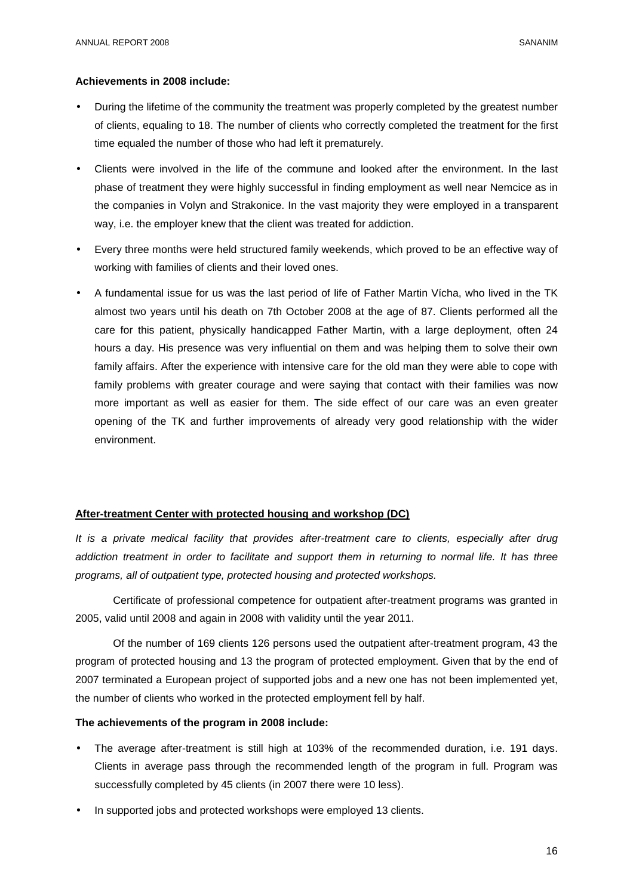**Achievements in 2008 include:**

- During the lifetime of the community the treatment was properly completed by the greatest number of clients, equaling to 18. The number of clients who correctly completed the treatment for the first time equaled the number of those who had left it prematurely.
- Clients were involved in the life of the commune and looked after the environment. In the last phase of treatment they were highly successful in finding employment as well near Nemcice as in the companies in Volyn and Strakonice. In the vast majority they were employed in a transparent way, i.e. the employer knew that the client was treated for addiction.
- Every three months were held structured family weekends, which proved to be an effective way of working with families of clients and their loved ones.
- A fundamental issue for us was the last period of life of Father Martin Vícha, who lived in the TK almost two years until his death on 7th October 2008 at the age of 87. Clients performed all the care for this patient, physically handicapped Father Martin, with a large deployment, often 24 hours a day. His presence was very influential on them and was helping them to solve their own family affairs. After the experience with intensive care for the old man they were able to cope with family problems with greater courage and were saying that contact with their families was now more important as well as easier for them. The side effect of our care was an even greater opening of the TK and further improvements of already very good relationship with the wider environment.

**After-treatment Center with protected housing and workshop (DC)**

*It is a private medical facility that provides after-treatment care to clients, especially after drug addiction treatment in order to facilitate and support them in returning to normal life. It has three programs, all of outpatient type, protected housing and protected workshops.*

Certificate of professional competence for outpatient after-treatment programs was granted in 2005, valid until 2008 and again in 2008 with validity until the year 2011.

Of the number of 169 clients 126 persons used the outpatient after-treatment program, 43 the program of protected housing and 13 the program of protected employment. Given that by the end of 2007 terminated a European project of supported jobs and a new one has not been implemented yet, the number of clients who worked in the protected employment fell by half.

**The achievements of the program in 2008 include:**

- The average after-treatment is still high at 103% of the recommended duration, i.e. 191 days. Clients in average pass through the recommended length of the program in full. Program was successfully completed by 45 clients (in 2007 there were 10 less).
- In supported jobs and protected workshops were employed 13 clients.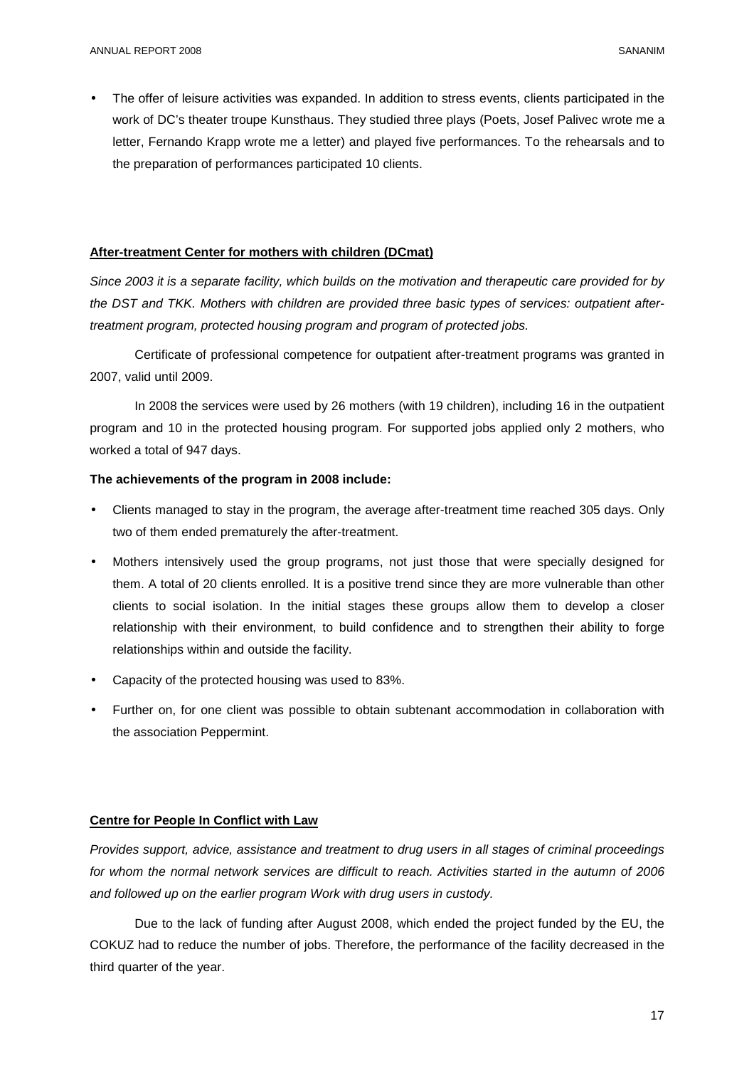- The offer of leisure activities was expanded. In addition to stress events, clients participated in the work of DC's theater troupe Kunsthaus. They studied three plays (Poets, Josef Palivec wrote me a letter, Fernando Krapp wrote me a letter) and played five performances. To the rehearsals and to the preparation of performances participated 10 clients.

## After-treatment Center for mothers with children (DCmat)

*Since 2003 it is a separate facility, which builds on the motivation and therapeutic care provided for by the DST and TKK. Mothers with children are provided three basic types of services: outpatient after-treatment program, protected housing program and program of protected jobs.*

Certificate of professional competence for outpatient after-treatment programs was granted in 2007, valid until 2009.

In 2008 the services were used by 26 mothers (with 19 children), including 16 in the outpatient program and 10 in the protected housing program. For supported jobs applied only 2 mothers, who worked a total of 947 days.

**The achievements of the program in 2008 include:**

- Clients managed to stay in the program, the average after-treatment time reached 305 days. Only two of them ended prematurely the after-treatment.
- Mothers intensively used the group programs, not just those that were specially designed for them. A total of 20 clients enrolled. It is a positive trend since they are more vulnerable than other clients to social isolation. In the initial stages these groups allow them to develop a closer relationship with their environment, to build confidence and to strengthen their ability to forge relationships within and outside the facility.
- Capacity of the protected housing was used to 83%.
- Further on, for one client was possible to obtain subtenant accommodation in collaboration with the association Peppermint.

## Centre for People In Conflict with Law

*Provides support, advice, assistance and treatment to drug users in all stages of criminal proceedings for whom the normal network services are difficult to reach. Activities started in the autumn of 2006 and followed up on the earlier program Work with drug users in custody.*

Due to the lack of funding after August 2008, which ended the project funded by the EU, the COKUZ had to reduce the number of jobs. Therefore, the performance of the facility decreased in the third quarter of the year.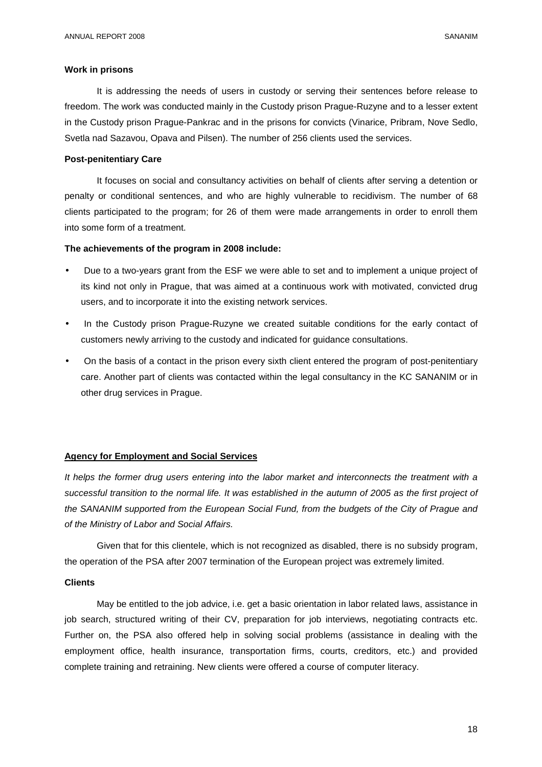**Work in prisons**

It is addressing the needs of users in custody or serving their sentences before release to freedom. The work was conducted mainly in the Custody prison Prague-Ruzyne and to a lesser extent in the Custody prison Prague-Pankrac and in the prisons for convicts (Vinarice, Pribram, Nove Sedlo, Svetla nad Sazavou, Opava and Pilsen). The number of 256 clients used the services.

**Post-penitentiary Care**

It focuses on social and consultancy activities on behalf of clients after serving a detention or penalty or conditional sentences, and who are highly vulnerable to recidivism. The number of 68 clients participated to the program; for 26 of them were made arrangements in order to enroll them into some form of a treatment.

**The achievements of the program in 2008 include:**

- Due to a two-years grant from the ESF we were able to set and to implement a unique project of its kind not only in Prague, that was aimed at a continuous work with motivated, convicted drug users, and to incorporate it into the existing network services.
- In the Custody prison Prague-Ruzyne we created suitable conditions for the early contact of customers newly arriving to the custody and indicated for guidance consultations.
- On the basis of a contact in the prison every sixth client entered the program of post-penitentiary care. Another part of clients was contacted within the legal consultancy in the KC SANANIM or in other drug services in Prague.

**<u>Agency for Employment and Social Services</u>**

*It helps the former drug users entering into the labor market and interconnects the treatment with a successful transition to the normal life. It was established in the autumn of 2005 as the first project of the SANANIM supported from the European Social Fund, from the budgets of the City of Prague and of the Ministry of Labor and Social Affairs.*

Given that for this clientele, which is not recognized as disabled, there is no subsidy program, the operation of the PSA after 2007 termination of the European project was extremely limited.

**Clients**

May be entitled to the job advice, i.e. get a basic orientation in labor related laws, assistance in job search, structured writing of their CV, preparation for job interviews, negotiating contracts etc. Further on, the PSA also offered help in solving social problems (assistance in dealing with the employment office, health insurance, transportation firms, courts, creditors, etc.) and provided complete training and retraining. New clients were offered a course of computer literacy.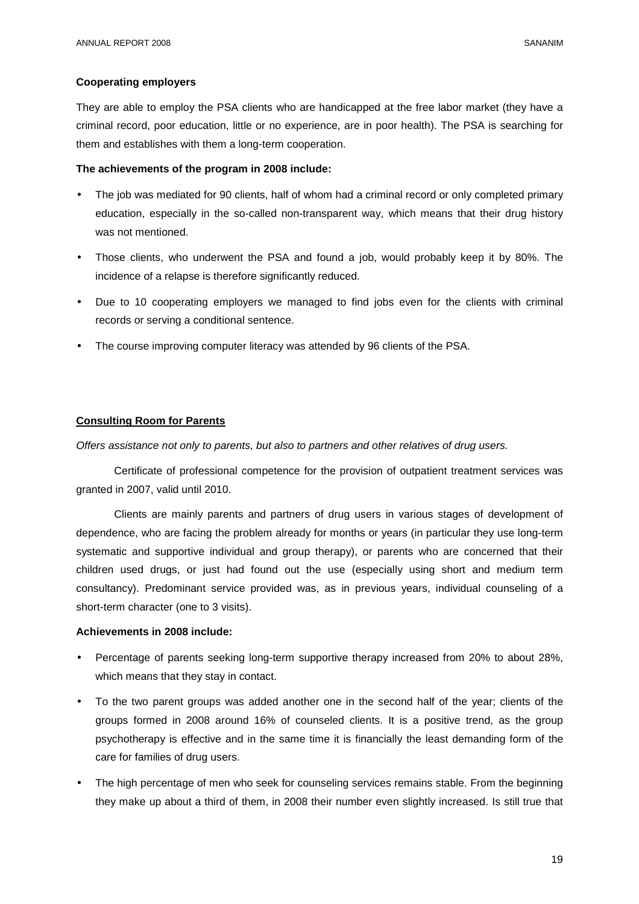**Cooperating employers**

They are able to employ the PSA clients who are handicapped at the free labor market (they have a criminal record, poor education, little or no experience, are in poor health). The PSA is searching for them and establishes with them a long-term cooperation.

**The achievements of the program in 2008 include:**

- The job was mediated for 90 clients, half of whom had a criminal record or only completed primary education, especially in the so-called non-transparent way, which means that their drug history was not mentioned.
- Those clients, who underwent the PSA and found a job, would probably keep it by 80%. The incidence of a relapse is therefore significantly reduced.
- Due to 10 cooperating employers we managed to find jobs even for the clients with criminal records or serving a conditional sentence.
- The course improving computer literacy was attended by 96 clients of the PSA.

**<u>Consulting Room for Parents</u>**

*Offers assistance not only to parents, but also to partners and other relatives of drug users.*

Certificate of professional competence for the provision of outpatient treatment services was granted in 2007, valid until 2010.

Clients are mainly parents and partners of drug users in various stages of development of dependence, who are facing the problem already for months or years (in particular they use long-term systematic and supportive individual and group therapy), or parents who are concerned that their children used drugs, or just had found out the use (especially using short and medium term consultancy). Predominant service provided was, as in previous years, individual counseling of a short-term character (one to 3 visits).

**Achievements in 2008 include:**

- Percentage of parents seeking long-term supportive therapy increased from 20% to about 28%, which means that they stay in contact.
- To the two parent groups was added another one in the second half of the year; clients of the groups formed in 2008 around 16% of counseled clients. It is a positive trend, as the group psychotherapy is effective and in the same time it is financially the least demanding form of the care for families of drug users.
- The high percentage of men who seek for counseling services remains stable. From the beginning they make up about a third of them, in 2008 their number even slightly increased. Is still true that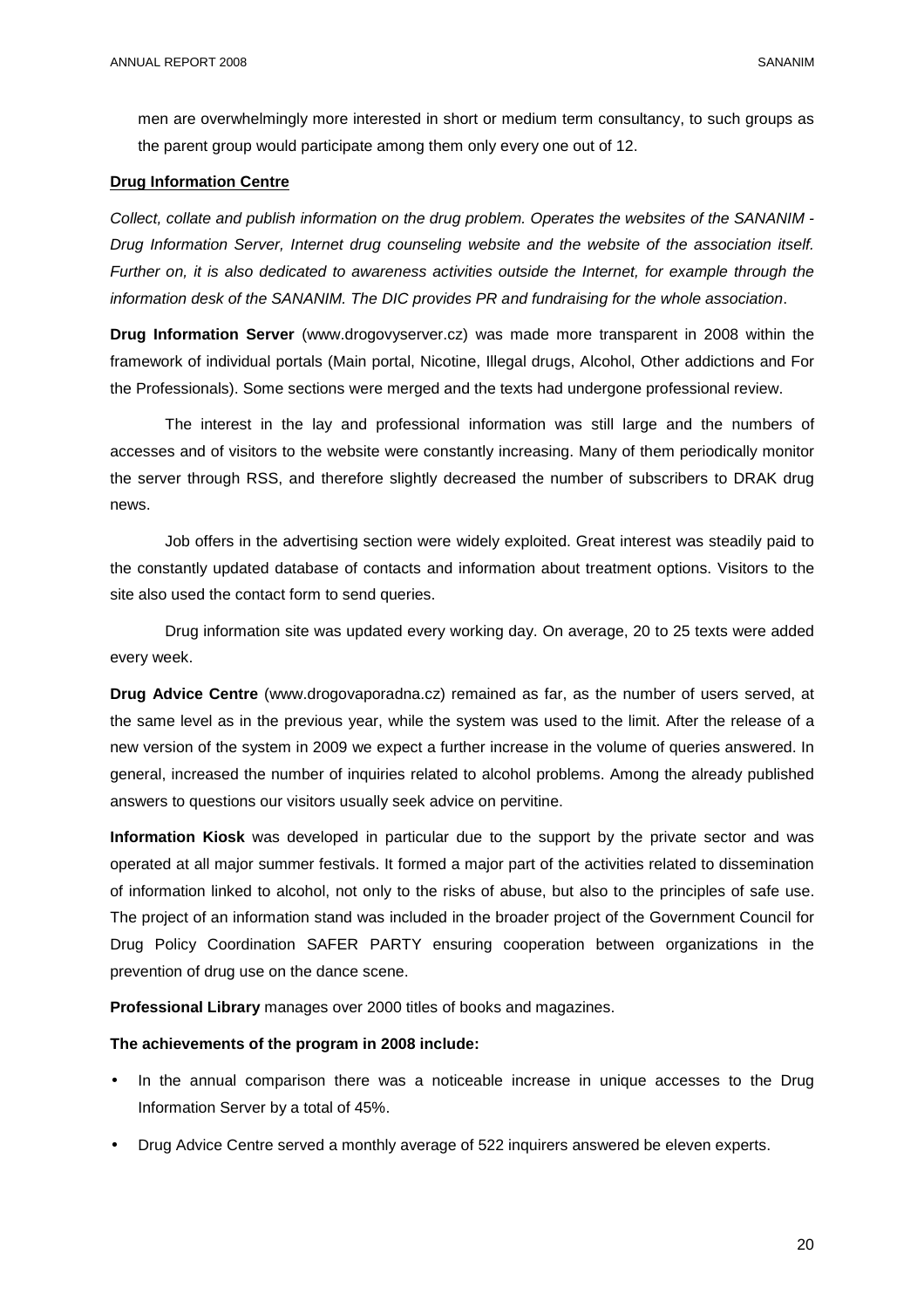men are overwhelmingly more interested in short or medium term consultancy, to such groups as the parent group would participate among them only every one out of 12.

**Drug Information Centre**

*Collect, collate and publish information on the drug problem. Operates the websites of the SANANIM - Drug Information Server, Internet drug counseling website and the website of the association itself. Further on, it is also dedicated to awareness activities outside the Internet, for example through the information desk of the SANANIM. The DIC provides PR and fundraising for the whole association*.

**Drug Information Server** (www.drogovyserver.cz) was made more transparent in 2008 within the framework of individual portals (Main portal, Nicotine, Illegal drugs, Alcohol, Other addictions and For the Professionals). Some sections were merged and the texts had undergone professional review.

The interest in the lay and professional information was still large and the numbers of accesses and of visitors to the website were constantly increasing. Many of them periodically monitor the server through RSS, and therefore slightly decreased the number of subscribers to DRAK drug news.

Job offers in the advertising section were widely exploited. Great interest was steadily paid to the constantly updated database of contacts and information about treatment options. Visitors to the site also used the contact form to send queries.

Drug information site was updated every working day. On average, 20 to 25 texts were added every week.

**Drug Advice Centre** (www.drogovaporadna.cz) remained as far, as the number of users served, at the same level as in the previous year, while the system was used to the limit. After the release of a new version of the system in 2009 we expect a further increase in the volume of queries answered. In general, increased the number of inquiries related to alcohol problems. Among the already published answers to questions our visitors usually seek advice on pervitine.

**Information Kiosk** was developed in particular due to the support by the private sector and was operated at all major summer festivals. It formed a major part of the activities related to dissemination of information linked to alcohol, not only to the risks of abuse, but also to the principles of safe use. The project of an information stand was included in the broader project of the Government Council for Drug Policy Coordination SAFER PARTY ensuring cooperation between organizations in the prevention of drug use on the dance scene.

**Professional Library** manages over 2000 titles of books and magazines.

**The achievements of the program in 2008 include:**

- In the annual comparison there was a noticeable increase in unique accesses to the Drug Information Server by a total of 45%.
- Drug Advice Centre served a monthly average of 522 inquirers answered be eleven experts.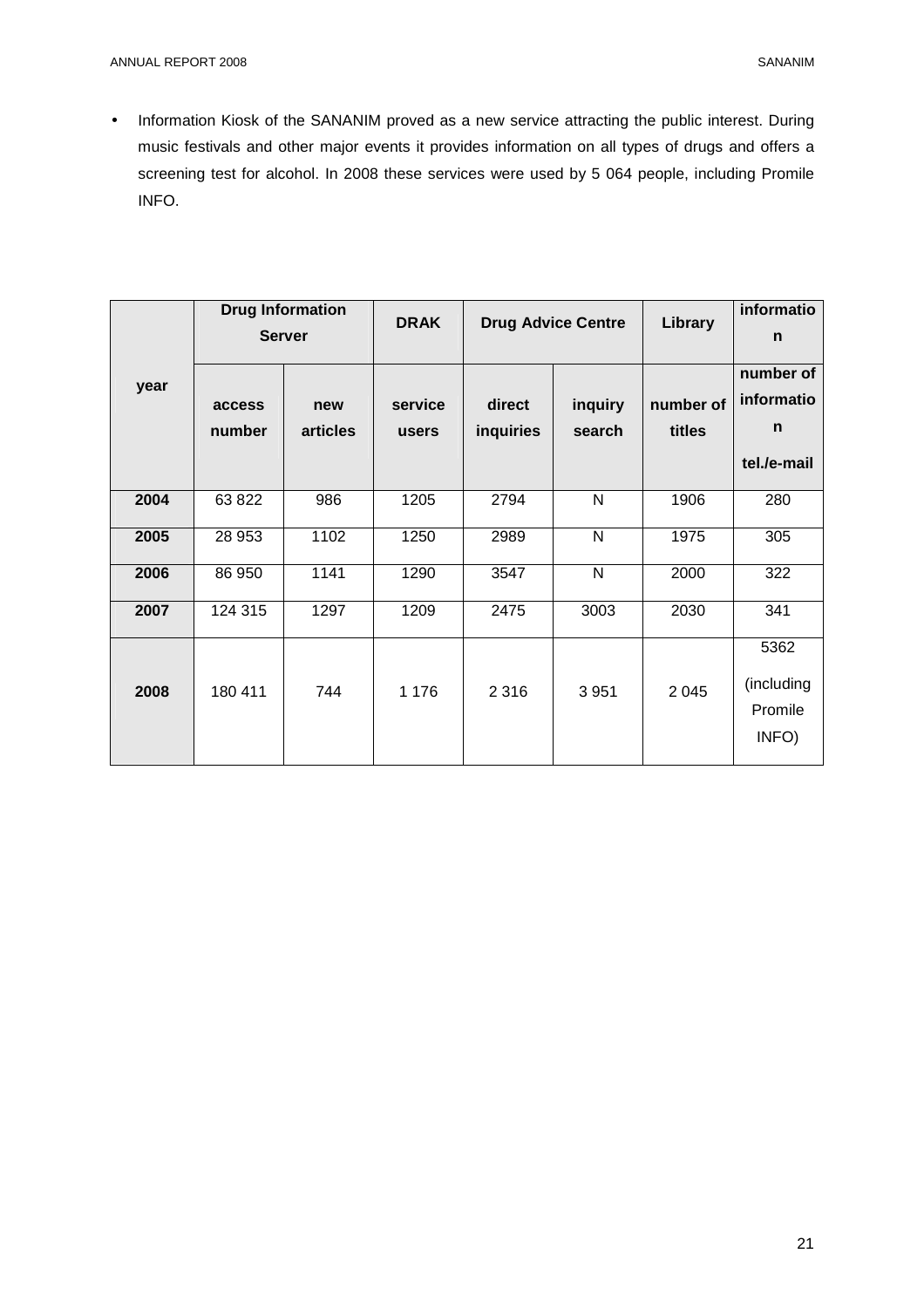- Information Kiosk of the SANANIM proved as a new service attracting the public interest. During music festivals and other major events it provides information on all types of drugs and offers a screening test for alcohol. In 2008 these services were used by 5 064 people, including Promile INFO.

| year | Drug Information Server | | DRAK | Drug Advice Centre | | Library | information |
|---|---|---|---|---|---|---|---|
| | access number | new articles | service users | direct inquiries | inquiry search | number of titles | number of information tel./e-mail |
| 2004 | 63 822 | 986 | 1205 | 2794 | N | 1906 | 280 |
| 2005 | 28 953 | 1102 | 1250 | 2989 | N | 1975 | 305 |
| 2006 | 86 950 | 1141 | 1290 | 3547 | N | 2000 | 322 |
| 2007 | 124 315 | 1297 | 1209 | 2475 | 3003 | 2030 | 341 |
| 2008 | 180 411 | 744 | 1 176 | 2 316 | 3 951 | 2 045 | 5362 (including Promile INFO) |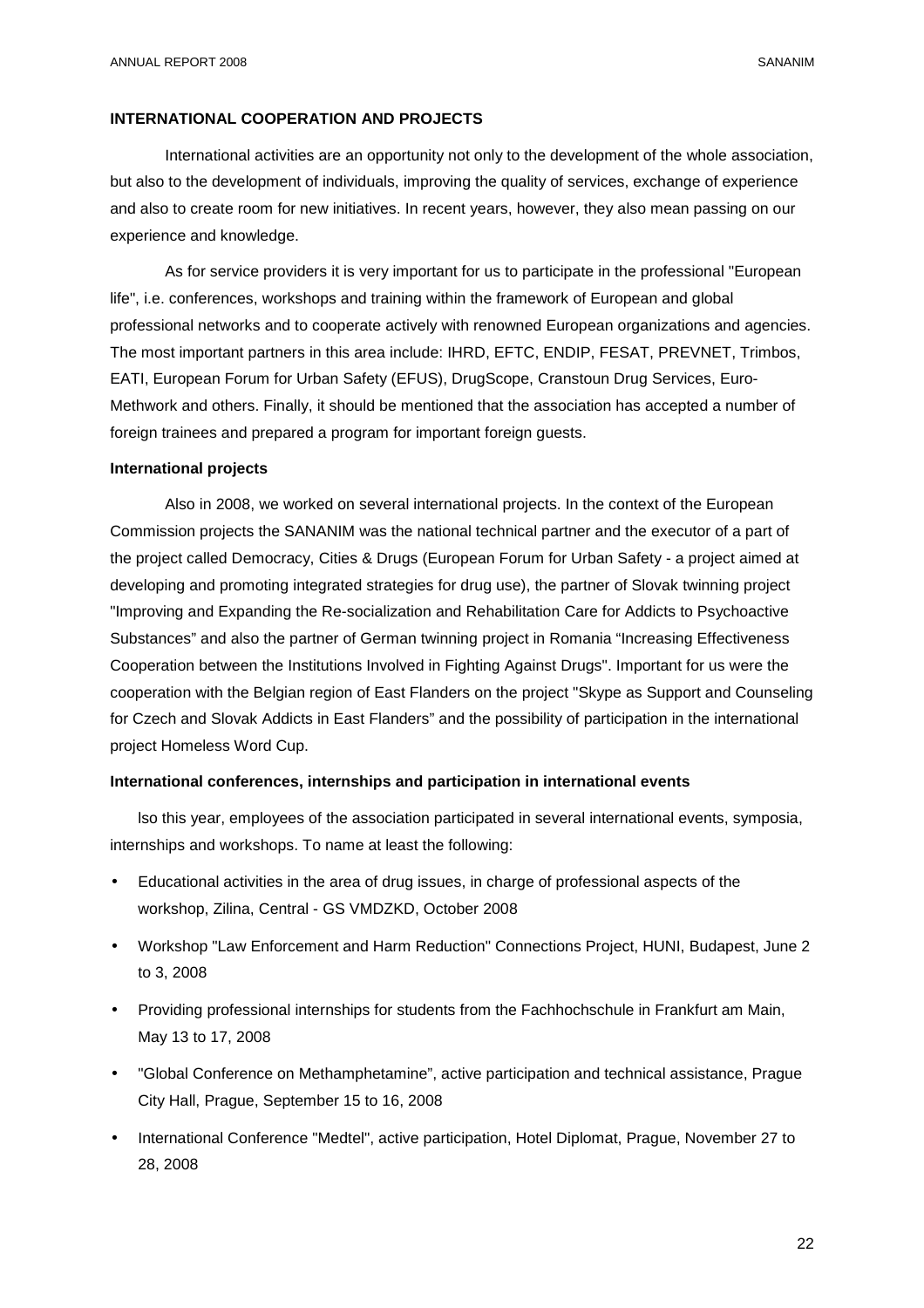## INTERNATIONAL COOPERATION AND PROJECTS

International activities are an opportunity not only to the development of the whole association, but also to the development of individuals, improving the quality of services, exchange of experience and also to create room for new initiatives. In recent years, however, they also mean passing on our experience and knowledge.

As for service providers it is very important for us to participate in the professional "European life", i.e. conferences, workshops and training within the framework of European and global professional networks and to cooperate actively with renowned European organizations and agencies. The most important partners in this area include: IHRD, EFTC, ENDIP, FESAT, PREVNET, Trimbos, EATI, European Forum for Urban Safety (EFUS), DrugScope, Cranstoun Drug Services, Euro-Methwork and others. Finally, it should be mentioned that the association has accepted a number of foreign trainees and prepared a program for important foreign guests.

### International projects

Also in 2008, we worked on several international projects. In the context of the European Commission projects the SANANIM was the national technical partner and the executor of a part of the project called Democracy, Cities & Drugs (European Forum for Urban Safety - a project aimed at developing and promoting integrated strategies for drug use), the partner of Slovak twinning project "Improving and Expanding the Re-socialization and Rehabilitation Care for Addicts to Psychoactive Substances" and also the partner of German twinning project in Romania "Increasing Effectiveness Cooperation between the Institutions Involved in Fighting Against Drugs". Important for us were the cooperation with the Belgian region of East Flanders on the project "Skype as Support and Counseling for Czech and Slovak Addicts in East Flanders" and the possibility of participation in the international project Homeless Word Cup.

### International conferences, internships and participation in international events

lso this year, employees of the association participated in several international events, symposia, internships and workshops. To name at least the following:

- Educational activities in the area of drug issues, in charge of professional aspects of the workshop, Zilina, Central - GS VMDZKD, October 2008
- Workshop "Law Enforcement and Harm Reduction" Connections Project, HUNI, Budapest, June 2 to 3, 2008
- Providing professional internships for students from the Fachhochschule in Frankfurt am Main, May 13 to 17, 2008
- "Global Conference on Methamphetamine", active participation and technical assistance, Prague City Hall, Prague, September 15 to 16, 2008
- International Conference "Medtel", active participation, Hotel Diplomat, Prague, November 27 to 28, 2008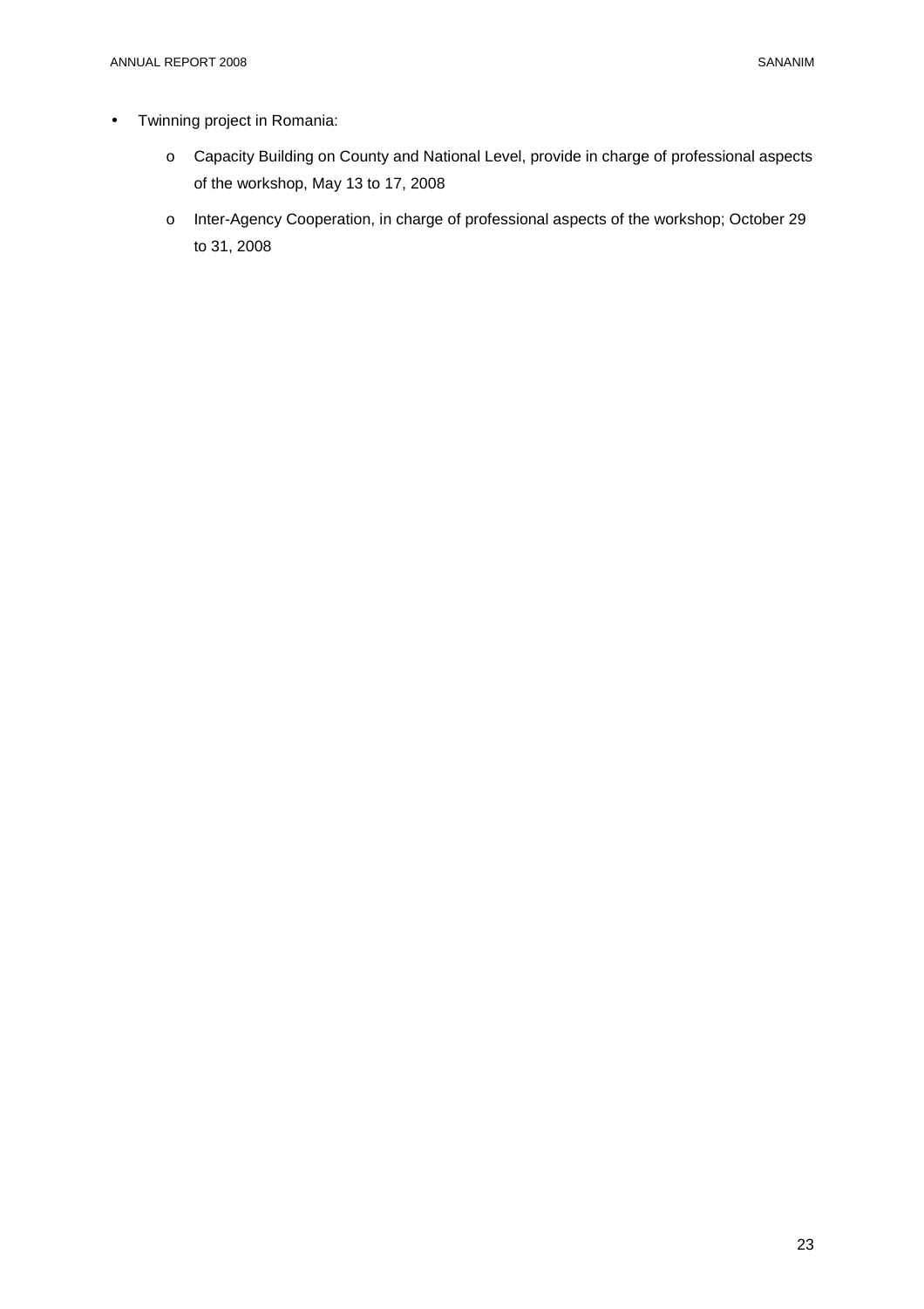- Twinning project in Romania:
  - Capacity Building on County and National Level, provide in charge of professional aspects of the workshop, May 13 to 17, 2008
  - Inter-Agency Cooperation, in charge of professional aspects of the workshop; October 29 to 31, 2008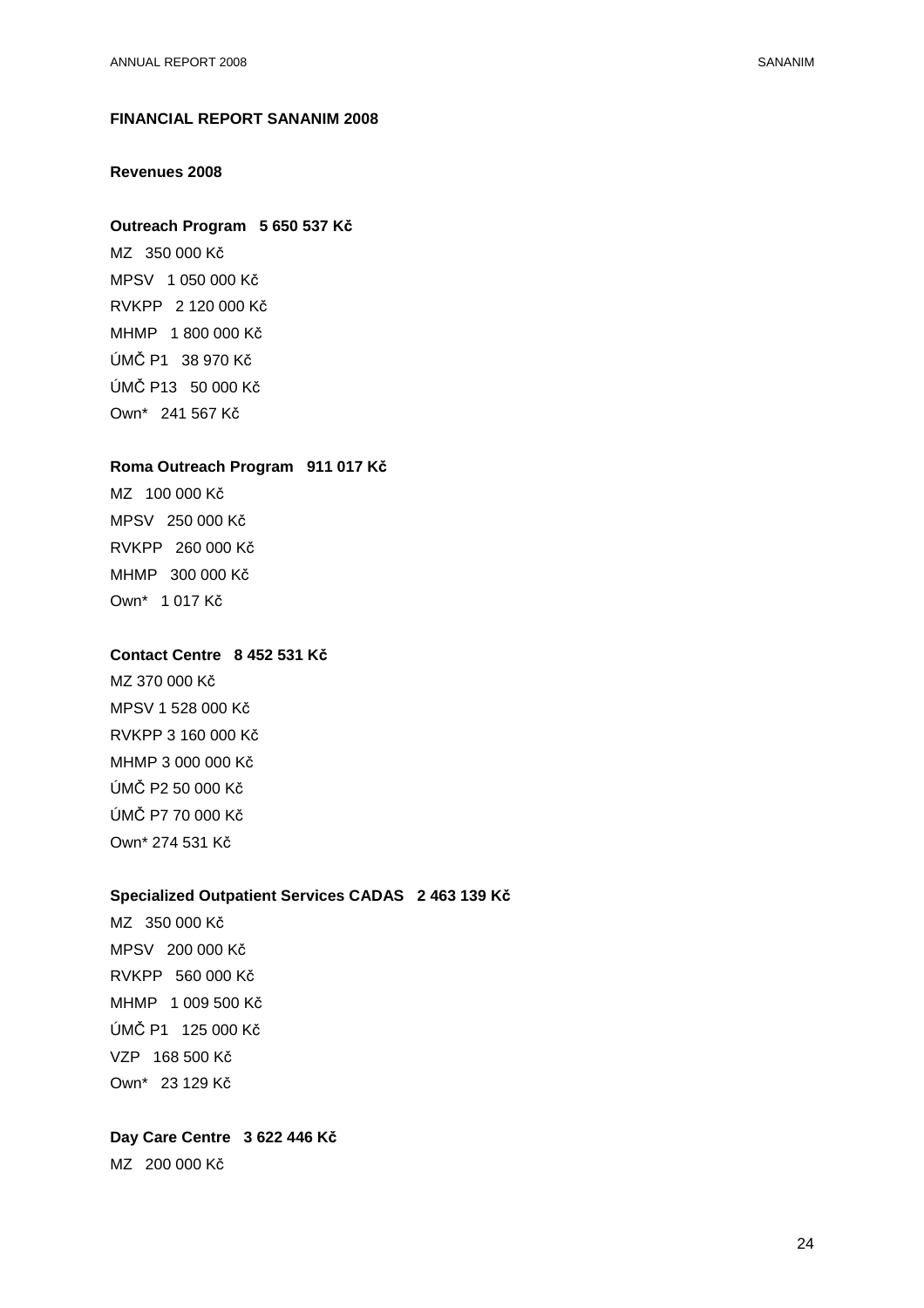## FINANCIAL REPORT SANANIM 2008

### Revenues 2008

**Outreach Program   5 650 537 Kč**

MZ   350 000 Kč
MPSV   1 050 000 Kč
RVKPP   2 120 000 Kč
MHMP   1 800 000 Kč
ÚMČ P1   38 970 Kč
ÚMČ P13   50 000 Kč
Own*   241 567 Kč

**Roma Outreach Program   911 017 Kč**

MZ   100 000 Kč
MPSV   250 000 Kč
RVKPP   260 000 Kč
MHMP   300 000 Kč
Own*   1 017 Kč

**Contact Centre   8 452 531 Kč**

MZ 370 000 Kč
MPSV 1 528 000 Kč
RVKPP 3 160 000 Kč
MHMP 3 000 000 Kč
ÚMČ P2 50 000 Kč
ÚMČ P7 70 000 Kč
Own* 274 531 Kč

**Specialized Outpatient Services CADAS   2 463 139 Kč**

MZ   350 000 Kč
MPSV   200 000 Kč
RVKPP   560 000 Kč
MHMP   1 009 500 Kč
ÚMČ P1   125 000 Kč
VZP   168 500 Kč
Own*   23 129 Kč

**Day Care Centre   3 622 446 Kč**

MZ   200 000 Kč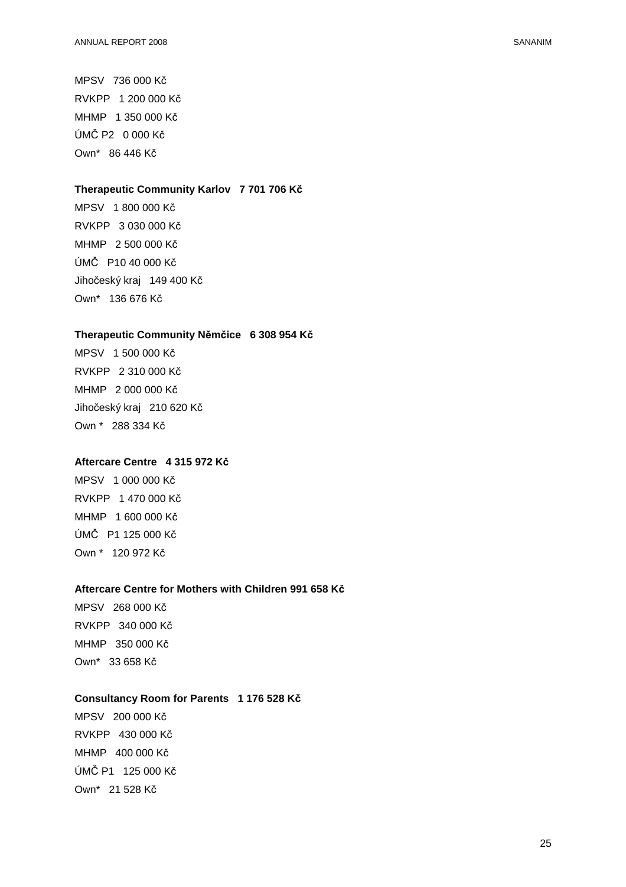MPSV   736 000 Kč

RVKPP   1 200 000 Kč

MHMP   1 350 000 Kč

ÚMČ P2   0 000 Kč

Own*   86 446 Kč

**Therapeutic Community Karlov   7 701 706 Kč**

MPSV   1 800 000 Kč

RVKPP   3 030 000 Kč

MHMP   2 500 000 Kč

ÚMČ   P10 40 000 Kč

Jihočeský kraj   149 400 Kč

Own*   136 676 Kč

**Therapeutic Community Němčice   6 308 954 Kč**

MPSV   1 500 000 Kč

RVKPP   2 310 000 Kč

MHMP   2 000 000 Kč

Jihočeský kraj   210 620 Kč

Own *   288 334 Kč

**Aftercare Centre   4 315 972 Kč**

MPSV   1 000 000 Kč

RVKPP   1 470 000 Kč

MHMP   1 600 000 Kč

ÚMČ   P1 125 000 Kč

Own *   120 972 Kč

**Aftercare Centre for Mothers with Children 991 658 Kč**

MPSV   268 000 Kč

RVKPP   340 000 Kč

MHMP   350 000 Kč

Own*   33 658 Kč

**Consultancy Room for Parents   1 176 528 Kč**

MPSV   200 000 Kč

RVKPP   430 000 Kč

MHMP   400 000 Kč

ÚMČ P1   125 000 Kč

Own*   21 528 Kč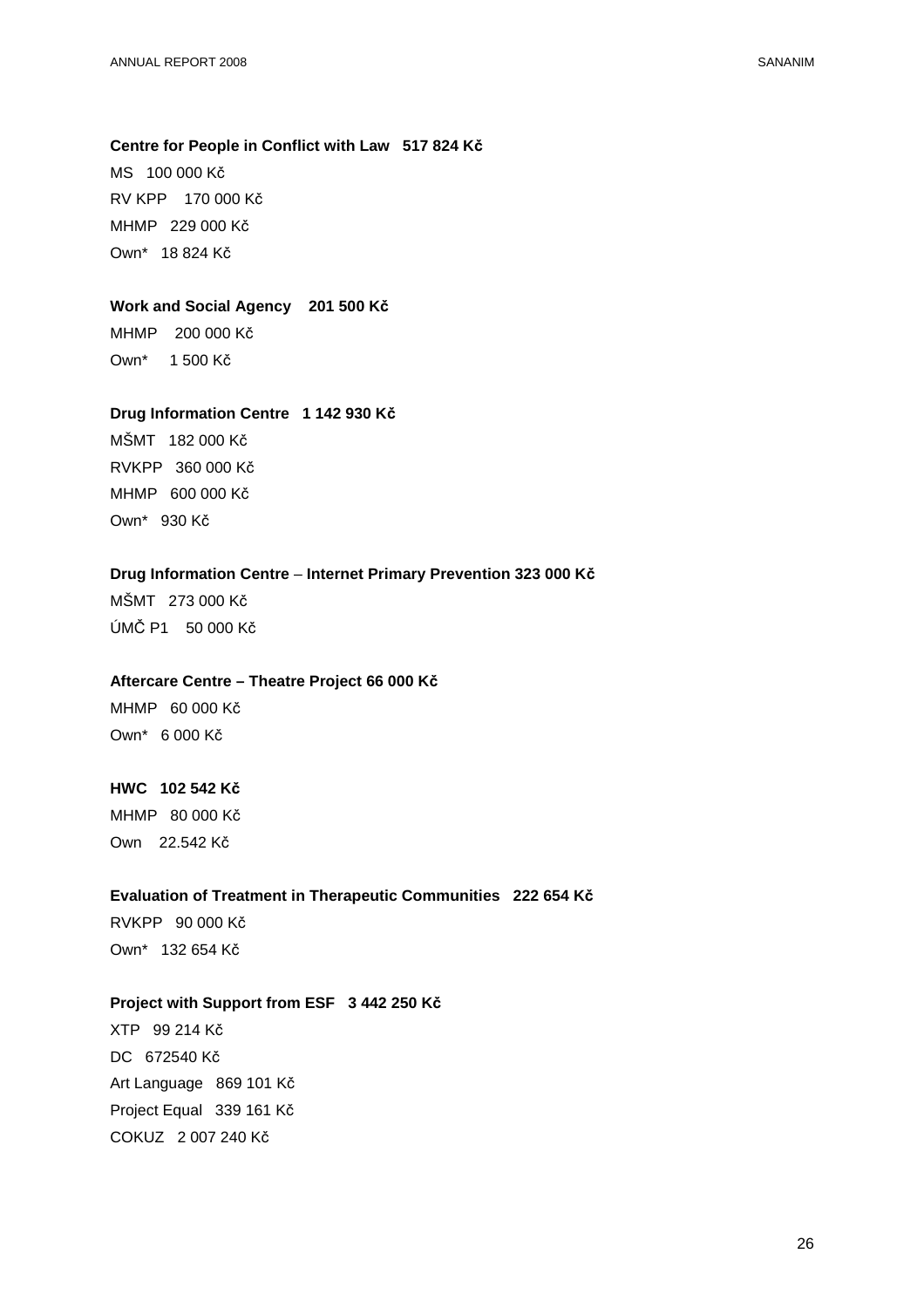**Centre for People in Conflict with Law 517 824 Kč**

MS 100 000 Kč

RV KPP 170 000 Kč

MHMP 229 000 Kč

Own* 18 824 Kč

**Work and Social Agency 201 500 Kč**

MHMP 200 000 Kč

Own* 1 500 Kč

**Drug Information Centre 1 142 930 Kč**

MŠMT 182 000 Kč

RVKPP 360 000 Kč

MHMP 600 000 Kč

Own* 930 Kč

**Drug Information Centre – Internet Primary Prevention 323 000 Kč**

MŠMT 273 000 Kč

ÚMČ P1 50 000 Kč

**Aftercare Centre – Theatre Project 66 000 Kč**

MHMP 60 000 Kč

Own* 6 000 Kč

**HWC 102 542 Kč**

MHMP 80 000 Kč

Own 22.542 Kč

**Evaluation of Treatment in Therapeutic Communities 222 654 Kč**

RVKPP 90 000 Kč

Own* 132 654 Kč

**Project with Support from ESF 3 442 250 Kč**

XTP 99 214 Kč

DC 672540 Kč

Art Language 869 101 Kč

Project Equal 339 161 Kč

COKUZ 2 007 240 Kč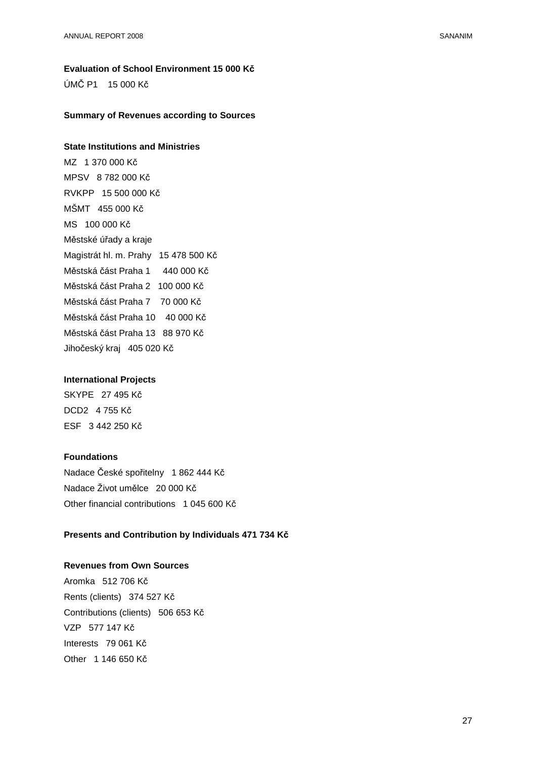**Evaluation of School Environment 15 000 Kč**

ÚMČ P1    15 000 Kč

**Summary of Revenues according to Sources**

**State Institutions and Ministries**

MZ   1 370 000 Kč

MPSV   8 782 000 Kč

RVKPP   15 500 000 Kč

MŠMT   455 000 Kč

MS   100 000 Kč

Městské úřady a kraje

Magistrát hl. m. Prahy   15 478 500 Kč

Městská část Praha 1     440 000 Kč

Městská část Praha 2   100 000 Kč

Městská část Praha 7    70 000 Kč

Městská část Praha 10    40 000 Kč

Městská část Praha 13   88 970 Kč

Jihočeský kraj   405 020 Kč

**International Projects**

SKYPE   27 495 Kč

DCD2   4 755 Kč

ESF   3 442 250 Kč

**Foundations**

Nadace České spořitelny   1 862 444 Kč

Nadace Život umělce   20 000 Kč

Other financial contributions   1 045 600 Kč

**Presents and Contribution by Individuals 471 734 Kč**

**Revenues from Own Sources**

Aromka   512 706 Kč

Rents (clients)   374 527 Kč

Contributions (clients)   506 653 Kč

VZP   577 147 Kč

Interests   79 061 Kč

Other   1 146 650 Kč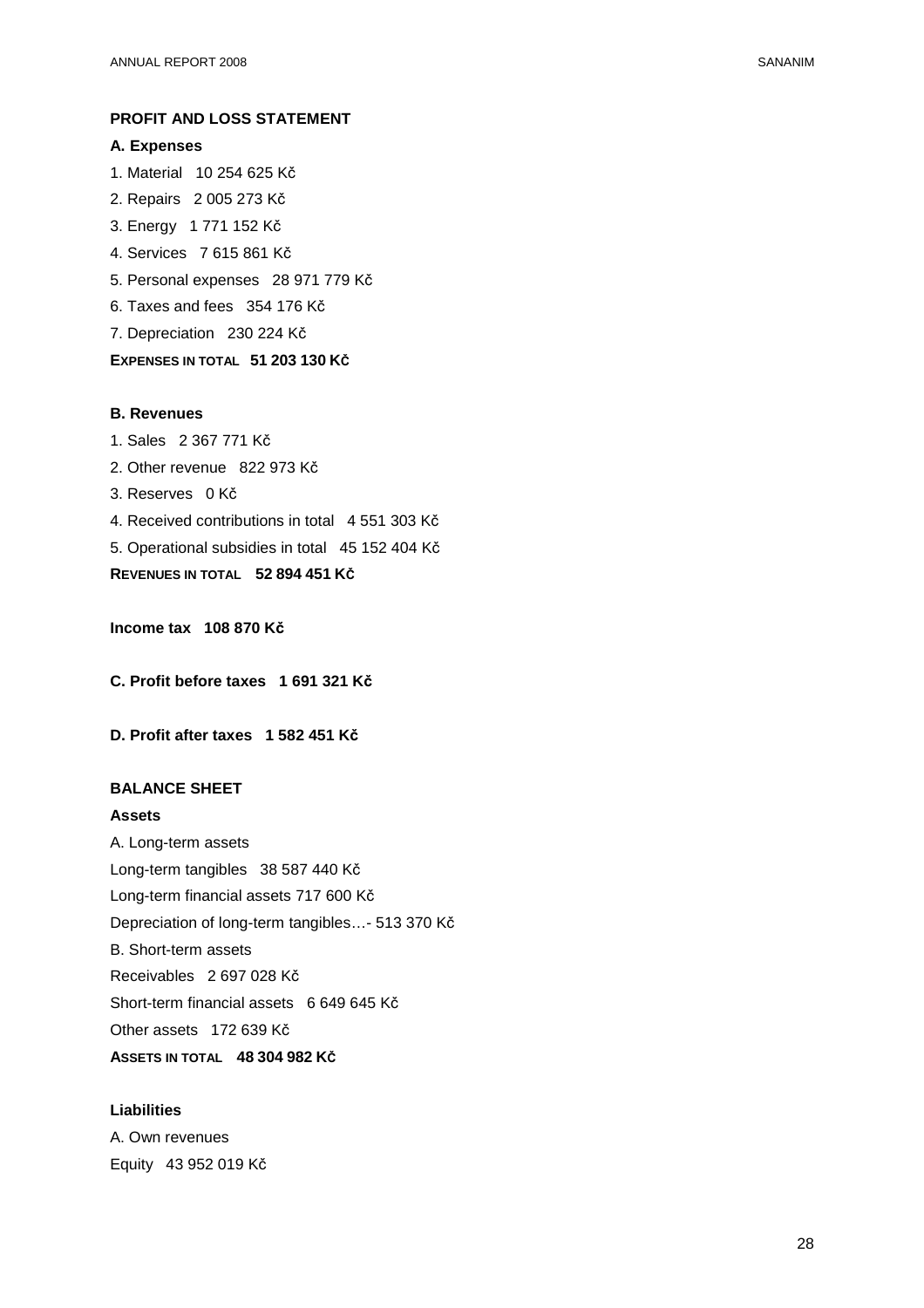## PROFIT AND LOSS STATEMENT

### A. Expenses

1. Material   10 254 625 Kč
2. Repairs   2 005 273 Kč
3. Energy   1 771 152 Kč
4. Services   7 615 861 Kč
5. Personal expenses   28 971 779 Kč
6. Taxes and fees   354 176 Kč
7. Depreciation   230 224 Kč

**EXPENSES IN TOTAL   51 203 130 Kč**

### B. Revenues

1. Sales   2 367 771 Kč
2. Other revenue   822 973 Kč
3. Reserves   0 Kč
4. Received contributions in total   4 551 303 Kč
5. Operational subsidies in total   45 152 404 Kč

**REVENUES IN TOTAL   52 894 451 Kč**

**Income tax   108 870 Kč**

**C. Profit before taxes   1 691 321 Kč**

**D. Profit after taxes   1 582 451 Kč**

## BALANCE SHEET

### Assets

A. Long-term assets

Long-term tangibles   38 587 440 Kč

Long-term financial assets 717 600 Kč

Depreciation of long-term tangibles…- 513 370 Kč

B. Short-term assets

Receivables   2 697 028 Kč

Short-term financial assets   6 649 645 Kč

Other assets   172 639 Kč

**ASSETS IN TOTAL   48 304 982 Kč**

### Liabilities

A. Own revenues

Equity   43 952 019 Kč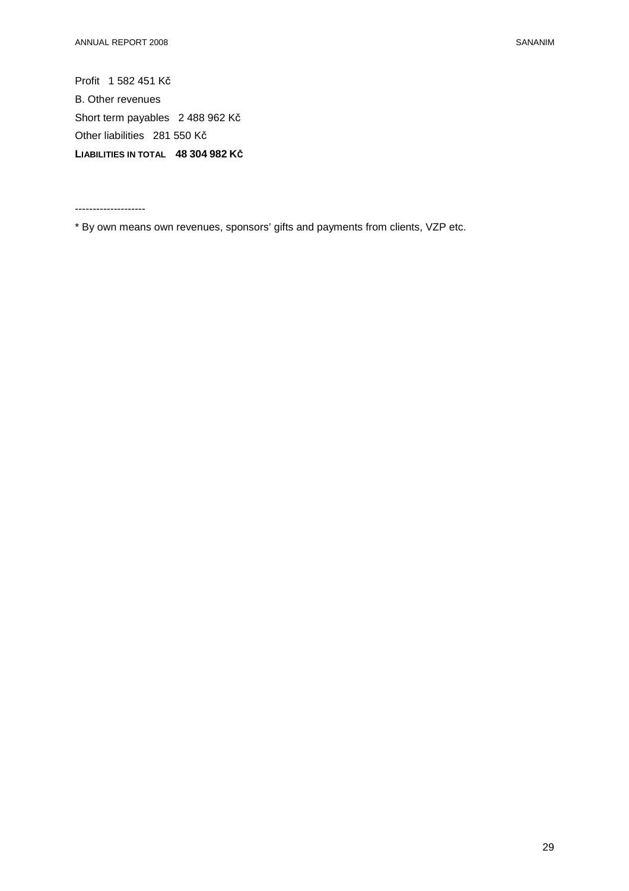Profit   1 582 451 Kč

B. Other revenues

Short term payables   2 488 962 Kč

Other liabilities   281 550 Kč

**LIABILITIES IN TOTAL   48 304 982 KČ**

--------------------

* By own means own revenues, sponsors' gifts and payments from clients, VZP etc.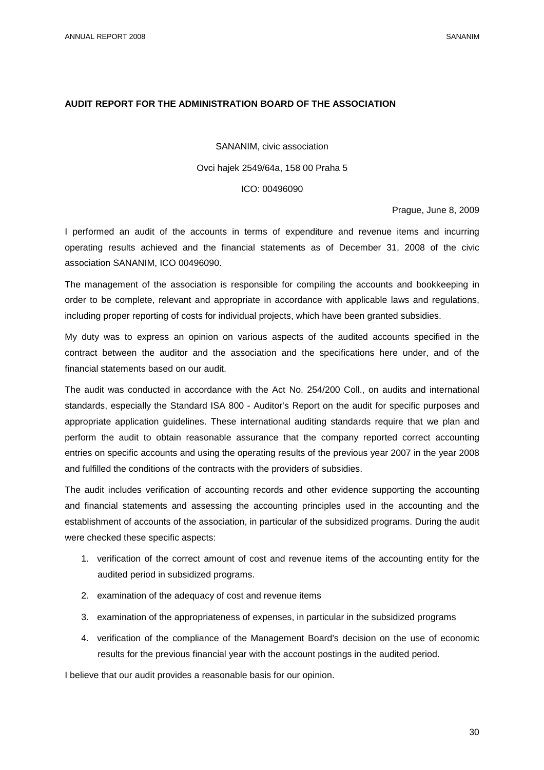## AUDIT REPORT FOR THE ADMINISTRATION BOARD OF THE ASSOCIATION

SANANIM, civic association

Ovci hajek 2549/64a, 158 00 Praha 5

ICO: 00496090

Prague, June 8, 2009

I performed an audit of the accounts in terms of expenditure and revenue items and incurring operating results achieved and the financial statements as of December 31, 2008 of the civic association SANANIM, ICO 00496090.

The management of the association is responsible for compiling the accounts and bookkeeping in order to be complete, relevant and appropriate in accordance with applicable laws and regulations, including proper reporting of costs for individual projects, which have been granted subsidies.

My duty was to express an opinion on various aspects of the audited accounts specified in the contract between the auditor and the association and the specifications here under, and of the financial statements based on our audit.

The audit was conducted in accordance with the Act No. 254/200 Coll., on audits and international standards, especially the Standard ISA 800 - Auditor's Report on the audit for specific purposes and appropriate application guidelines. These international auditing standards require that we plan and perform the audit to obtain reasonable assurance that the company reported correct accounting entries on specific accounts and using the operating results of the previous year 2007 in the year 2008 and fulfilled the conditions of the contracts with the providers of subsidies.

The audit includes verification of accounting records and other evidence supporting the accounting and financial statements and assessing the accounting principles used in the accounting and the establishment of accounts of the association, in particular of the subsidized programs. During the audit were checked these specific aspects:

1. verification of the correct amount of cost and revenue items of the accounting entity for the audited period in subsidized programs.
2. examination of the adequacy of cost and revenue items
3. examination of the appropriateness of expenses, in particular in the subsidized programs
4. verification of the compliance of the Management Board's decision on the use of economic results for the previous financial year with the account postings in the audited period.

I believe that our audit provides a reasonable basis for our opinion.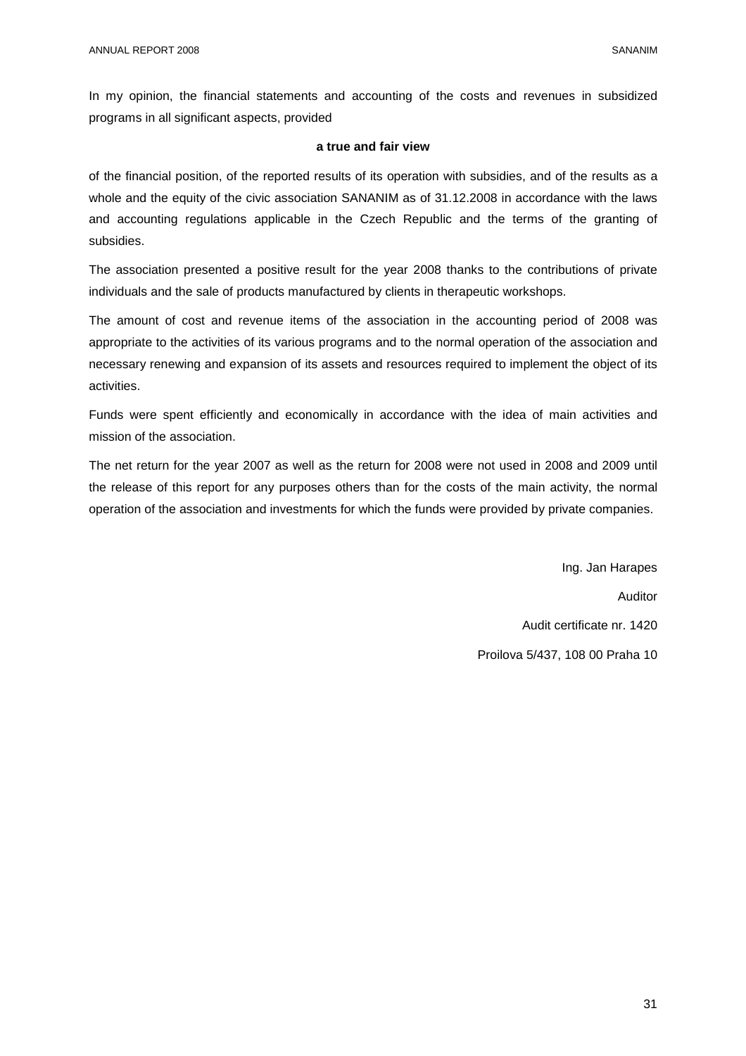In my opinion, the financial statements and accounting of the costs and revenues in subsidized programs in all significant aspects, provided

**a true and fair view**

of the financial position, of the reported results of its operation with subsidies, and of the results as a whole and the equity of the civic association SANANIM as of 31.12.2008 in accordance with the laws and accounting regulations applicable in the Czech Republic and the terms of the granting of subsidies.

The association presented a positive result for the year 2008 thanks to the contributions of private individuals and the sale of products manufactured by clients in therapeutic workshops.

The amount of cost and revenue items of the association in the accounting period of 2008 was appropriate to the activities of its various programs and to the normal operation of the association and necessary renewing and expansion of its assets and resources required to implement the object of its activities.

Funds were spent efficiently and economically in accordance with the idea of main activities and mission of the association.

The net return for the year 2007 as well as the return for 2008 were not used in 2008 and 2009 until the release of this report for any purposes others than for the costs of the main activity, the normal operation of the association and investments for which the funds were provided by private companies.

Ing. Jan Harapes

Auditor

Audit certificate nr. 1420

Proilova 5/437, 108 00 Praha 10